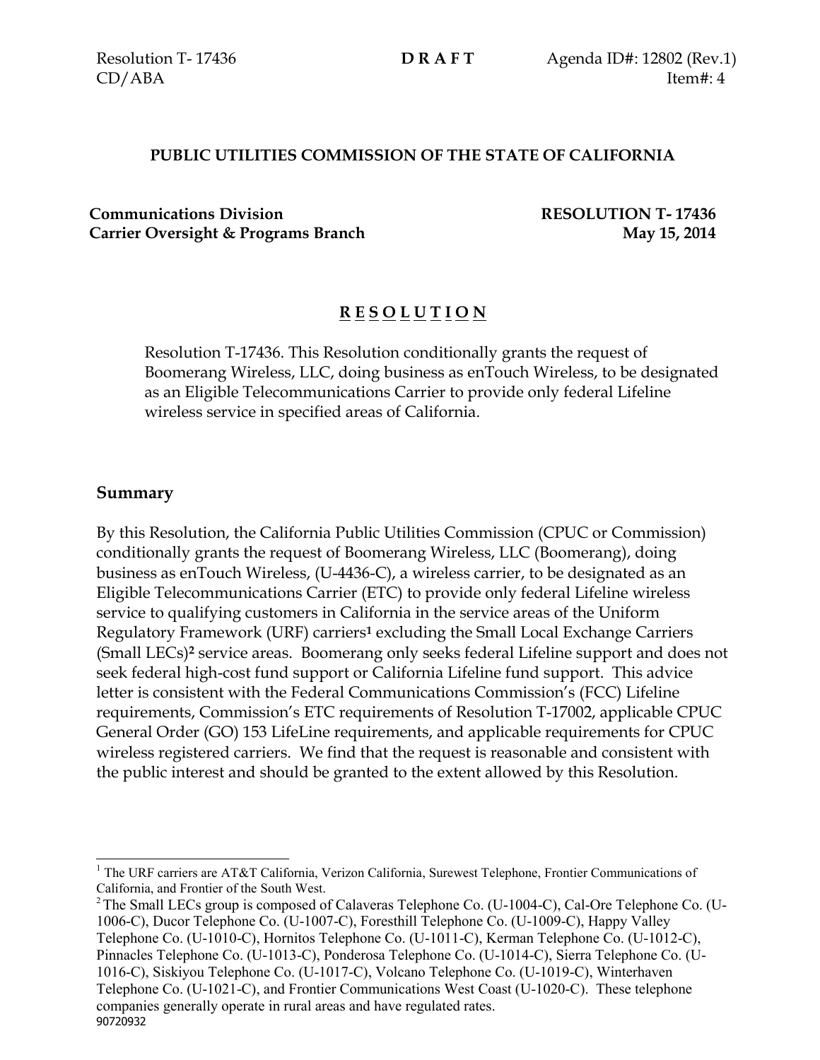Resolution T- 17436 **D R A F T** Agenda ID#: 12802 (Rev.1)
CD/ABA Item#: 4

**PUBLIC UTILITIES COMMISSION OF THE STATE OF CALIFORNIA**

**Communications Division** **RESOLUTION T- 17436**
**Carrier Oversight & Programs Branch** **May 15, 2014**

# R E S O L U T I O N

Resolution T-17436. This Resolution conditionally grants the request of Boomerang Wireless, LLC, doing business as enTouch Wireless, to be designated as an Eligible Telecommunications Carrier to provide only federal Lifeline wireless service in specified areas of California.

## Summary

By this Resolution, the California Public Utilities Commission (CPUC or Commission) conditionally grants the request of Boomerang Wireless, LLC (Boomerang), doing business as enTouch Wireless, (U-4436-C), a wireless carrier, to be designated as an Eligible Telecommunications Carrier (ETC) to provide only federal Lifeline wireless service to qualifying customers in California in the service areas of the Uniform Regulatory Framework (URF) carriers[1] excluding the Small Local Exchange Carriers (Small LECs)[2] service areas. Boomerang only seeks federal Lifeline support and does not seek federal high-cost fund support or California Lifeline fund support. This advice letter is consistent with the Federal Communications Commission's (FCC) Lifeline requirements, Commission's ETC requirements of Resolution T-17002, applicable CPUC General Order (GO) 153 LifeLine requirements, and applicable requirements for CPUC wireless registered carriers. We find that the request is reasonable and consistent with the public interest and should be granted to the extent allowed by this Resolution.

[1] The URF carriers are AT&T California, Verizon California, Surewest Telephone, Frontier Communications of California, and Frontier of the South West.

[2] The Small LECs group is composed of Calaveras Telephone Co. (U-1004-C), Cal-Ore Telephone Co. (U-1006-C), Ducor Telephone Co. (U-1007-C), Foresthill Telephone Co. (U-1009-C), Happy Valley Telephone Co. (U-1010-C), Hornitos Telephone Co. (U-1011-C), Kerman Telephone Co. (U-1012-C), Pinnacles Telephone Co. (U-1013-C), Ponderosa Telephone Co. (U-1014-C), Sierra Telephone Co. (U-1016-C), Siskiyou Telephone Co. (U-1017-C), Volcano Telephone Co. (U-1019-C), Winterhaven Telephone Co. (U-1021-C), and Frontier Communications West Coast (U-1020-C). These telephone companies generally operate in rural areas and have regulated rates.

90720932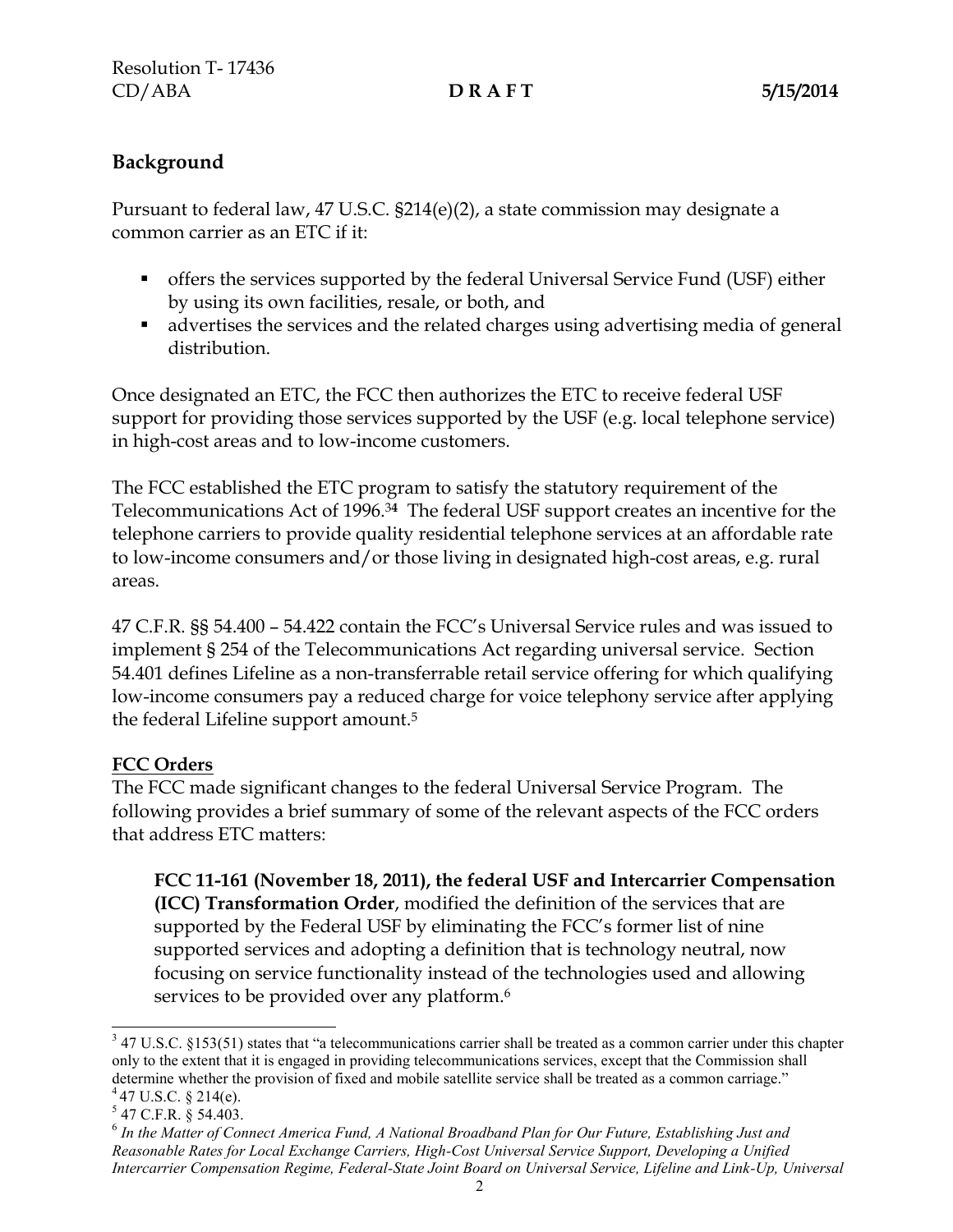## Background

Pursuant to federal law, 47 U.S.C. §214(e)(2), a state commission may designate a common carrier as an ETC if it:

- offers the services supported by the federal Universal Service Fund (USF) either by using its own facilities, resale, or both, and
- advertises the services and the related charges using advertising media of general distribution.

Once designated an ETC, the FCC then authorizes the ETC to receive federal USF support for providing those services supported by the USF (e.g. local telephone service) in high-cost areas and to low-income customers.

The FCC established the ETC program to satisfy the statutory requirement of the Telecommunications Act of 1996.[3][4] The federal USF support creates an incentive for the telephone carriers to provide quality residential telephone services at an affordable rate to low-income consumers and/or those living in designated high-cost areas, e.g. rural areas.

47 C.F.R. §§ 54.400 – 54.422 contain the FCC's Universal Service rules and was issued to implement § 254 of the Telecommunications Act regarding universal service. Section 54.401 defines Lifeline as a non-transferrable retail service offering for which qualifying low-income consumers pay a reduced charge for voice telephony service after applying the federal Lifeline support amount.[5]

### FCC Orders

The FCC made significant changes to the federal Universal Service Program. The following provides a brief summary of some of the relevant aspects of the FCC orders that address ETC matters:

> **FCC 11-161 (November 18, 2011), the federal USF and Intercarrier Compensation (ICC) Transformation Order**, modified the definition of the services that are supported by the Federal USF by eliminating the FCC's former list of nine supported services and adopting a definition that is technology neutral, now focusing on service functionality instead of the technologies used and allowing services to be provided over any platform.[6]

---

[3] 47 U.S.C. §153(51) states that "a telecommunications carrier shall be treated as a common carrier under this chapter only to the extent that it is engaged in providing telecommunications services, except that the Commission shall determine whether the provision of fixed and mobile satellite service shall be treated as a common carriage."

[4] 47 U.S.C. § 214(e).

[5] 47 C.F.R. § 54.403.

[6] *In the Matter of Connect America Fund, A National Broadband Plan for Our Future, Establishing Just and Reasonable Rates for Local Exchange Carriers, High-Cost Universal Service Support, Developing a Unified Intercarrier Compensation Regime, Federal-State Joint Board on Universal Service, Lifeline and Link-Up, Universal*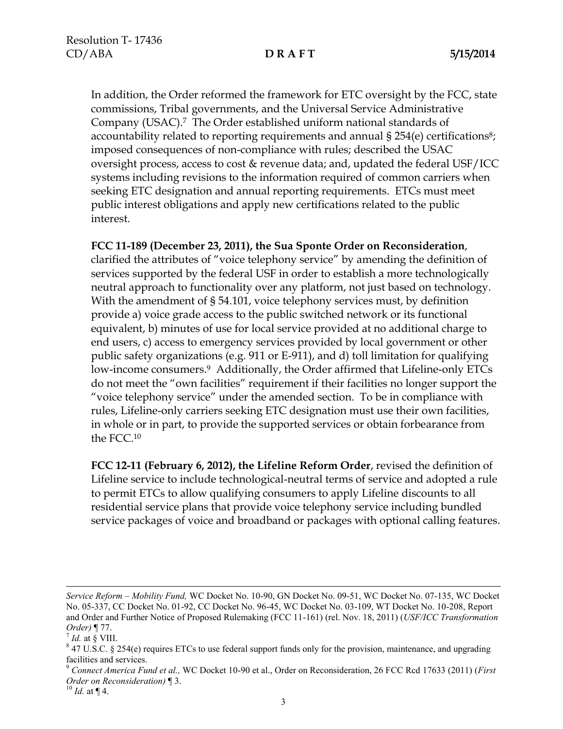In addition, the Order reformed the framework for ETC oversight by the FCC, state commissions, Tribal governments, and the Universal Service Administrative Company (USAC).[7] The Order established uniform national standards of accountability related to reporting requirements and annual § 254(e) certifications[8]; imposed consequences of non-compliance with rules; described the USAC oversight process, access to cost & revenue data; and, updated the federal USF/ICC systems including revisions to the information required of common carriers when seeking ETC designation and annual reporting requirements. ETCs must meet public interest obligations and apply new certifications related to the public interest.

**FCC 11-189 (December 23, 2011), the Sua Sponte Order on Reconsideration**, clarified the attributes of "voice telephony service" by amending the definition of services supported by the federal USF in order to establish a more technologically neutral approach to functionality over any platform, not just based on technology. With the amendment of § 54.101, voice telephony services must, by definition provide a) voice grade access to the public switched network or its functional equivalent, b) minutes of use for local service provided at no additional charge to end users, c) access to emergency services provided by local government or other public safety organizations (e.g. 911 or E-911), and d) toll limitation for qualifying low-income consumers.[9] Additionally, the Order affirmed that Lifeline-only ETCs do not meet the "own facilities" requirement if their facilities no longer support the "voice telephony service" under the amended section. To be in compliance with rules, Lifeline-only carriers seeking ETC designation must use their own facilities, in whole or in part, to provide the supported services or obtain forbearance from the FCC.[10]

**FCC 12-11 (February 6, 2012), the Lifeline Reform Order**, revised the definition of Lifeline service to include technological-neutral terms of service and adopted a rule to permit ETCs to allow qualifying consumers to apply Lifeline discounts to all residential service plans that provide voice telephony service including bundled service packages of voice and broadband or packages with optional calling features.

---

*Service Reform – Mobility Fund,* WC Docket No. 10-90, GN Docket No. 09-51, WC Docket No. 07-135, WC Docket No. 05-337, CC Docket No. 01-92, CC Docket No. 96-45, WC Docket No. 03-109, WT Docket No. 10-208, Report and Order and Further Notice of Proposed Rulemaking (FCC 11-161) (rel. Nov. 18, 2011) (*USF/ICC Transformation Order)* ¶ 77.

[7] *Id.* at § VIII.

[8] 47 U.S.C. § 254(e) requires ETCs to use federal support funds only for the provision, maintenance, and upgrading facilities and services.

[9] *Connect America Fund et al.,* WC Docket 10-90 et al., Order on Reconsideration, 26 FCC Rcd 17633 (2011) (*First Order on Reconsideration)* ¶ 3.

[10] *Id.* at ¶ 4.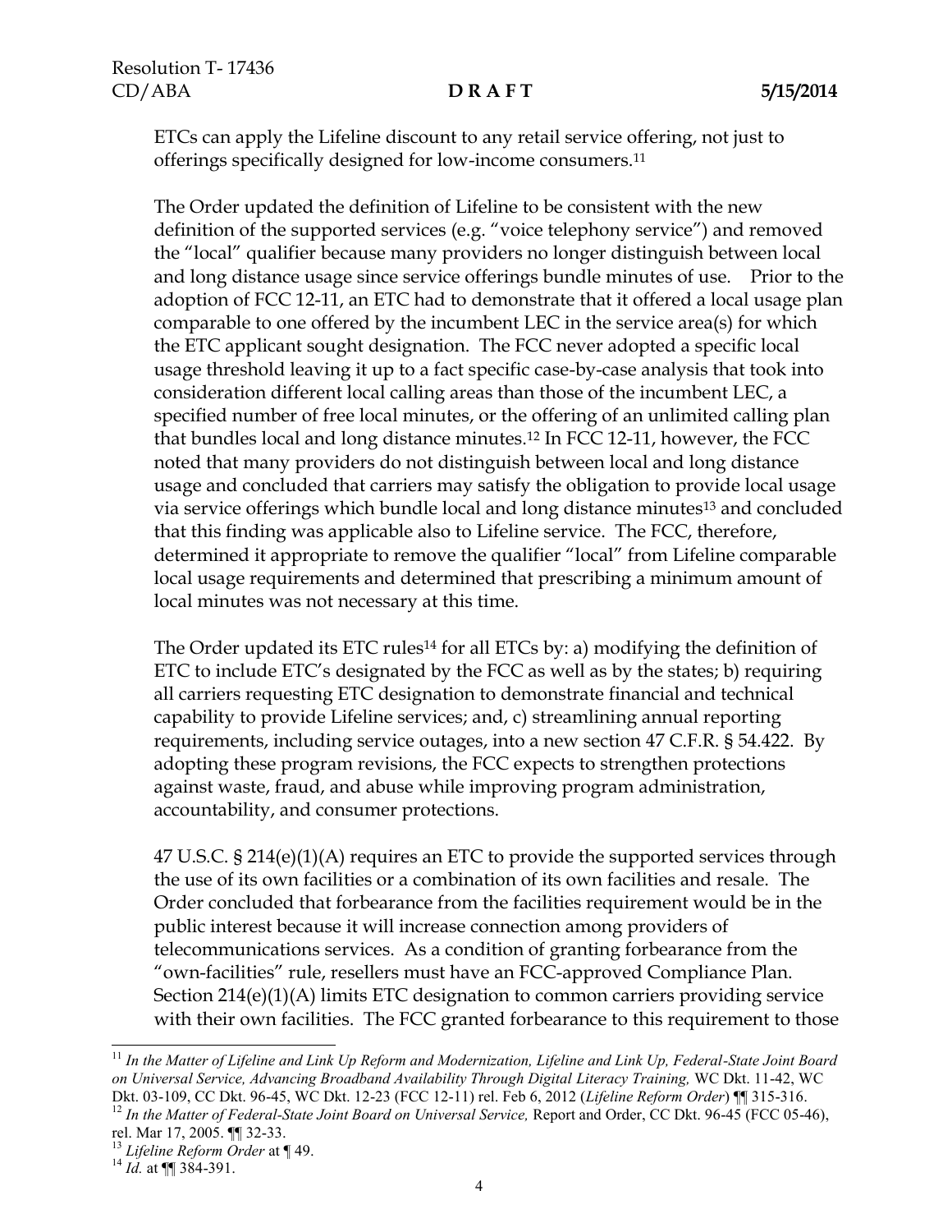ETCs can apply the Lifeline discount to any retail service offering, not just to offerings specifically designed for low-income consumers.[11]

The Order updated the definition of Lifeline to be consistent with the new definition of the supported services (e.g. "voice telephony service") and removed the "local" qualifier because many providers no longer distinguish between local and long distance usage since service offerings bundle minutes of use. Prior to the adoption of FCC 12-11, an ETC had to demonstrate that it offered a local usage plan comparable to one offered by the incumbent LEC in the service area(s) for which the ETC applicant sought designation. The FCC never adopted a specific local usage threshold leaving it up to a fact specific case-by-case analysis that took into consideration different local calling areas than those of the incumbent LEC, a specified number of free local minutes, or the offering of an unlimited calling plan that bundles local and long distance minutes.[12] In FCC 12-11, however, the FCC noted that many providers do not distinguish between local and long distance usage and concluded that carriers may satisfy the obligation to provide local usage via service offerings which bundle local and long distance minutes[13] and concluded that this finding was applicable also to Lifeline service. The FCC, therefore, determined it appropriate to remove the qualifier "local" from Lifeline comparable local usage requirements and determined that prescribing a minimum amount of local minutes was not necessary at this time.

The Order updated its ETC rules[14] for all ETCs by: a) modifying the definition of ETC to include ETC's designated by the FCC as well as by the states; b) requiring all carriers requesting ETC designation to demonstrate financial and technical capability to provide Lifeline services; and, c) streamlining annual reporting requirements, including service outages, into a new section 47 C.F.R. § 54.422. By adopting these program revisions, the FCC expects to strengthen protections against waste, fraud, and abuse while improving program administration, accountability, and consumer protections.

47 U.S.C. § 214(e)(1)(A) requires an ETC to provide the supported services through the use of its own facilities or a combination of its own facilities and resale. The Order concluded that forbearance from the facilities requirement would be in the public interest because it will increase connection among providers of telecommunications services. As a condition of granting forbearance from the "own-facilities" rule, resellers must have an FCC-approved Compliance Plan. Section 214(e)(1)(A) limits ETC designation to common carriers providing service with their own facilities. The FCC granted forbearance to this requirement to those

---

[11] *In the Matter of Lifeline and Link Up Reform and Modernization, Lifeline and Link Up, Federal-State Joint Board on Universal Service, Advancing Broadband Availability Through Digital Literacy Training,* WC Dkt. 11-42, WC Dkt. 03-109, CC Dkt. 96-45, WC Dkt. 12-23 (FCC 12-11) rel. Feb 6, 2012 (*Lifeline Reform Order*) ¶¶ 315-316.

[12] *In the Matter of Federal-State Joint Board on Universal Service,* Report and Order, CC Dkt. 96-45 (FCC 05-46), rel. Mar 17, 2005. ¶¶ 32-33.

[13] *Lifeline Reform Order* at ¶ 49.

[14] *Id.* at ¶¶ 384-391.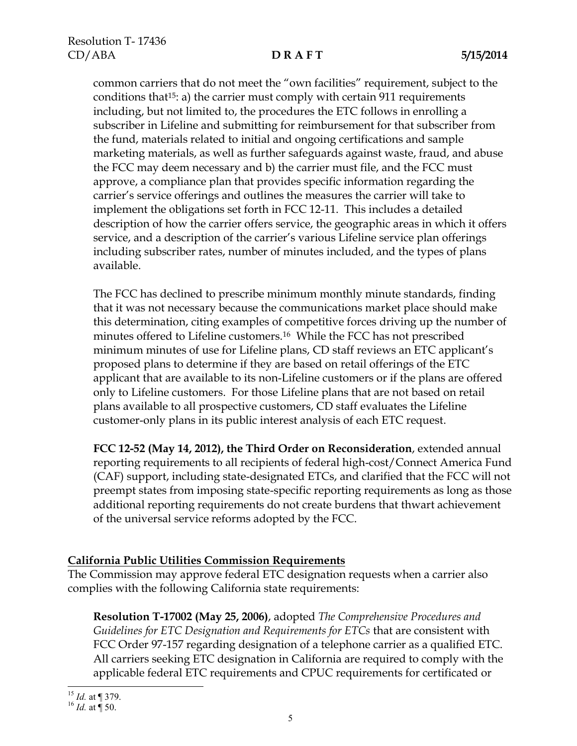common carriers that do not meet the "own facilities" requirement, subject to the conditions that[15]: a) the carrier must comply with certain 911 requirements including, but not limited to, the procedures the ETC follows in enrolling a subscriber in Lifeline and submitting for reimbursement for that subscriber from the fund, materials related to initial and ongoing certifications and sample marketing materials, as well as further safeguards against waste, fraud, and abuse the FCC may deem necessary and b) the carrier must file, and the FCC must approve, a compliance plan that provides specific information regarding the carrier's service offerings and outlines the measures the carrier will take to implement the obligations set forth in FCC 12-11. This includes a detailed description of how the carrier offers service, the geographic areas in which it offers service, and a description of the carrier's various Lifeline service plan offerings including subscriber rates, number of minutes included, and the types of plans available.

The FCC has declined to prescribe minimum monthly minute standards, finding that it was not necessary because the communications market place should make this determination, citing examples of competitive forces driving up the number of minutes offered to Lifeline customers.[16] While the FCC has not prescribed minimum minutes of use for Lifeline plans, CD staff reviews an ETC applicant's proposed plans to determine if they are based on retail offerings of the ETC applicant that are available to its non-Lifeline customers or if the plans are offered only to Lifeline customers. For those Lifeline plans that are not based on retail plans available to all prospective customers, CD staff evaluates the Lifeline customer-only plans in its public interest analysis of each ETC request.

**FCC 12-52 (May 14, 2012), the Third Order on Reconsideration**, extended annual reporting requirements to all recipients of federal high-cost/Connect America Fund (CAF) support, including state-designated ETCs, and clarified that the FCC will not preempt states from imposing state-specific reporting requirements as long as those additional reporting requirements do not create burdens that thwart achievement of the universal service reforms adopted by the FCC.

**California Public Utilities Commission Requirements**

The Commission may approve federal ETC designation requests when a carrier also complies with the following California state requirements:

**Resolution T-17002 (May 25, 2006)**, adopted *The Comprehensive Procedures and Guidelines for ETC Designation and Requirements for ETCs* that are consistent with FCC Order 97-157 regarding designation of a telephone carrier as a qualified ETC. All carriers seeking ETC designation in California are required to comply with the applicable federal ETC requirements and CPUC requirements for certificated or

[15] *Id.* at ¶ 379.
[16] *Id.* at ¶ 50.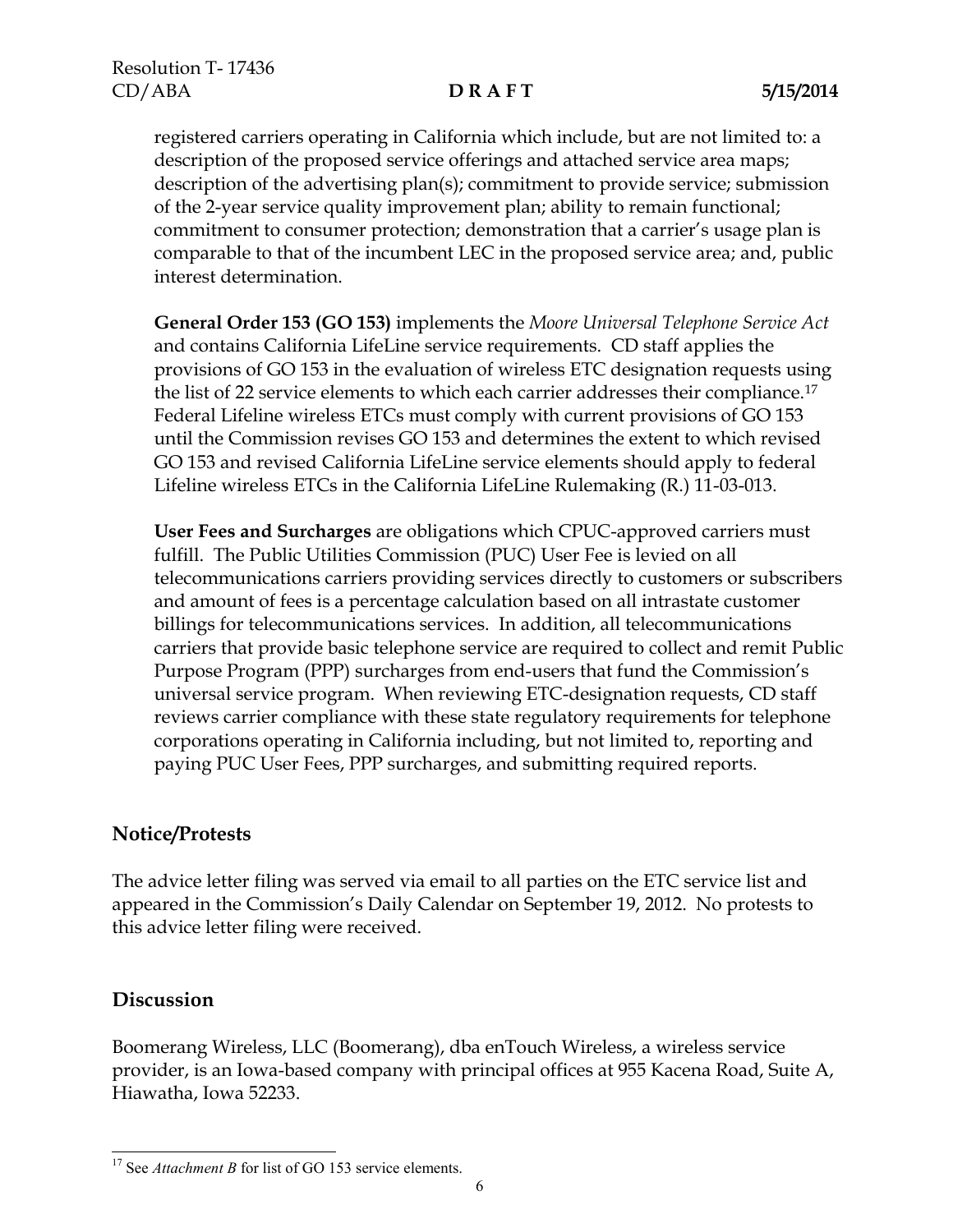registered carriers operating in California which include, but are not limited to: a description of the proposed service offerings and attached service area maps; description of the advertising plan(s); commitment to provide service; submission of the 2-year service quality improvement plan; ability to remain functional; commitment to consumer protection; demonstration that a carrier's usage plan is comparable to that of the incumbent LEC in the proposed service area; and, public interest determination.

**General Order 153 (GO 153)** implements the *Moore Universal Telephone Service Act* and contains California LifeLine service requirements. CD staff applies the provisions of GO 153 in the evaluation of wireless ETC designation requests using the list of 22 service elements to which each carrier addresses their compliance.[17] Federal Lifeline wireless ETCs must comply with current provisions of GO 153 until the Commission revises GO 153 and determines the extent to which revised GO 153 and revised California LifeLine service elements should apply to federal Lifeline wireless ETCs in the California LifeLine Rulemaking (R.) 11-03-013.

**User Fees and Surcharges** are obligations which CPUC-approved carriers must fulfill. The Public Utilities Commission (PUC) User Fee is levied on all telecommunications carriers providing services directly to customers or subscribers and amount of fees is a percentage calculation based on all intrastate customer billings for telecommunications services. In addition, all telecommunications carriers that provide basic telephone service are required to collect and remit Public Purpose Program (PPP) surcharges from end-users that fund the Commission's universal service program. When reviewing ETC-designation requests, CD staff reviews carrier compliance with these state regulatory requirements for telephone corporations operating in California including, but not limited to, reporting and paying PUC User Fees, PPP surcharges, and submitting required reports.

## Notice/Protests

The advice letter filing was served via email to all parties on the ETC service list and appeared in the Commission's Daily Calendar on September 19, 2012. No protests to this advice letter filing were received.

## Discussion

Boomerang Wireless, LLC (Boomerang), dba enTouch Wireless, a wireless service provider, is an Iowa-based company with principal offices at 955 Kacena Road, Suite A, Hiawatha, Iowa 52233.

[17] See *Attachment B* for list of GO 153 service elements.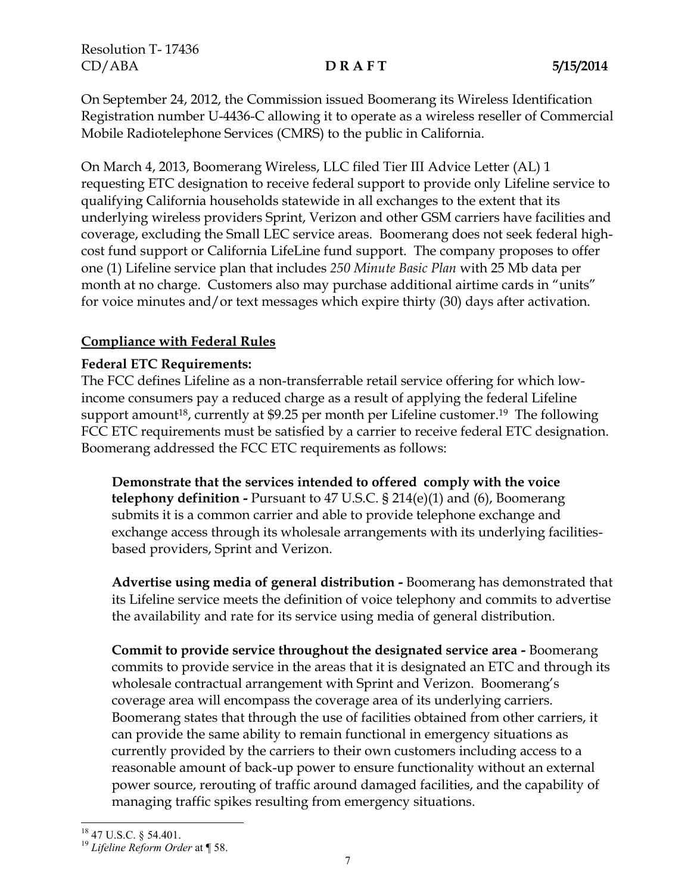On September 24, 2012, the Commission issued Boomerang its Wireless Identification Registration number U-4436-C allowing it to operate as a wireless reseller of Commercial Mobile Radiotelephone Services (CMRS) to the public in California.

On March 4, 2013, Boomerang Wireless, LLC filed Tier III Advice Letter (AL) 1 requesting ETC designation to receive federal support to provide only Lifeline service to qualifying California households statewide in all exchanges to the extent that its underlying wireless providers Sprint, Verizon and other GSM carriers have facilities and coverage, excluding the Small LEC service areas. Boomerang does not seek federal high-cost fund support or California LifeLine fund support. The company proposes to offer one (1) Lifeline service plan that includes *250 Minute Basic Plan* with 25 Mb data per month at no charge. Customers also may purchase additional airtime cards in "units" for voice minutes and/or text messages which expire thirty (30) days after activation.

## Compliance with Federal Rules

**Federal ETC Requirements:**

The FCC defines Lifeline as a non-transferrable retail service offering for which low-income consumers pay a reduced charge as a result of applying the federal Lifeline support amount[18], currently at $9.25 per month per Lifeline customer.[19] The following FCC ETC requirements must be satisfied by a carrier to receive federal ETC designation. Boomerang addressed the FCC ETC requirements as follows:

> **Demonstrate that the services intended to offered comply with the voice telephony definition -** Pursuant to 47 U.S.C. § 214(e)(1) and (6), Boomerang submits it is a common carrier and able to provide telephone exchange and exchange access through its wholesale arrangements with its underlying facilities-based providers, Sprint and Verizon.
>
> **Advertise using media of general distribution -** Boomerang has demonstrated that its Lifeline service meets the definition of voice telephony and commits to advertise the availability and rate for its service using media of general distribution.
>
> **Commit to provide service throughout the designated service area -** Boomerang commits to provide service in the areas that it is designated an ETC and through its wholesale contractual arrangement with Sprint and Verizon. Boomerang's coverage area will encompass the coverage area of its underlying carriers. Boomerang states that through the use of facilities obtained from other carriers, it can provide the same ability to remain functional in emergency situations as currently provided by the carriers to their own customers including access to a reasonable amount of back-up power to ensure functionality without an external power source, rerouting of traffic around damaged facilities, and the capability of managing traffic spikes resulting from emergency situations.

---

[18] 47 U.S.C. § 54.401.

[19] *Lifeline Reform Order* at ¶ 58.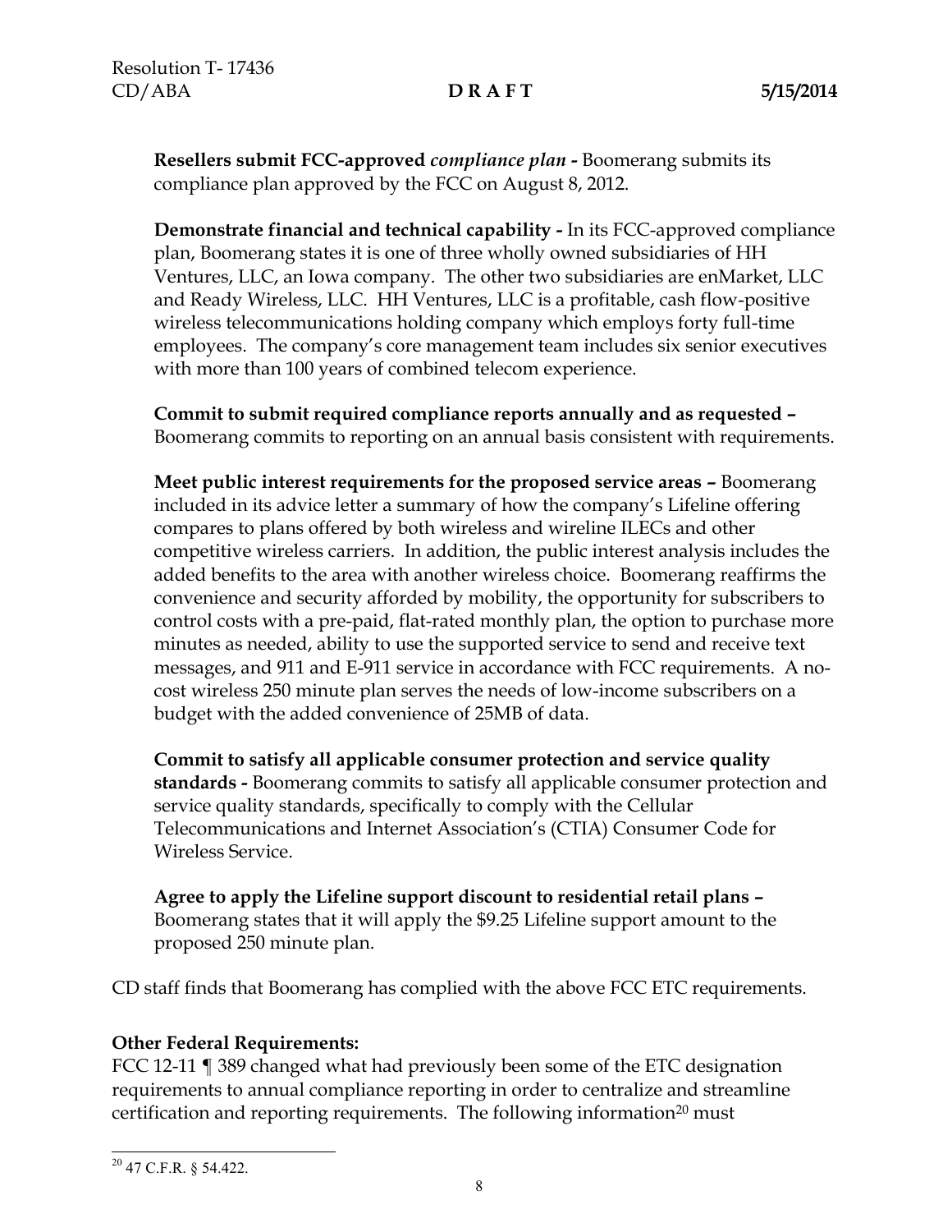**Resellers submit FCC-approved *compliance plan* -** Boomerang submits its compliance plan approved by the FCC on August 8, 2012.

**Demonstrate financial and technical capability -** In its FCC-approved compliance plan, Boomerang states it is one of three wholly owned subsidiaries of HH Ventures, LLC, an Iowa company. The other two subsidiaries are enMarket, LLC and Ready Wireless, LLC. HH Ventures, LLC is a profitable, cash flow-positive wireless telecommunications holding company which employs forty full-time employees. The company's core management team includes six senior executives with more than 100 years of combined telecom experience.

**Commit to submit required compliance reports annually and as requested –** Boomerang commits to reporting on an annual basis consistent with requirements.

**Meet public interest requirements for the proposed service areas –** Boomerang included in its advice letter a summary of how the company's Lifeline offering compares to plans offered by both wireless and wireline ILECs and other competitive wireless carriers. In addition, the public interest analysis includes the added benefits to the area with another wireless choice. Boomerang reaffirms the convenience and security afforded by mobility, the opportunity for subscribers to control costs with a pre-paid, flat-rated monthly plan, the option to purchase more minutes as needed, ability to use the supported service to send and receive text messages, and 911 and E-911 service in accordance with FCC requirements. A no-cost wireless 250 minute plan serves the needs of low-income subscribers on a budget with the added convenience of 25MB of data.

**Commit to satisfy all applicable consumer protection and service quality standards -** Boomerang commits to satisfy all applicable consumer protection and service quality standards, specifically to comply with the Cellular Telecommunications and Internet Association's (CTIA) Consumer Code for Wireless Service.

**Agree to apply the Lifeline support discount to residential retail plans –** Boomerang states that it will apply the $9.25 Lifeline support amount to the proposed 250 minute plan.

CD staff finds that Boomerang has complied with the above FCC ETC requirements.

**Other Federal Requirements:**

FCC 12-11 ¶ 389 changed what had previously been some of the ETC designation requirements to annual compliance reporting in order to centralize and streamline certification and reporting requirements. The following information[20] must

[20] 47 C.F.R. § 54.422.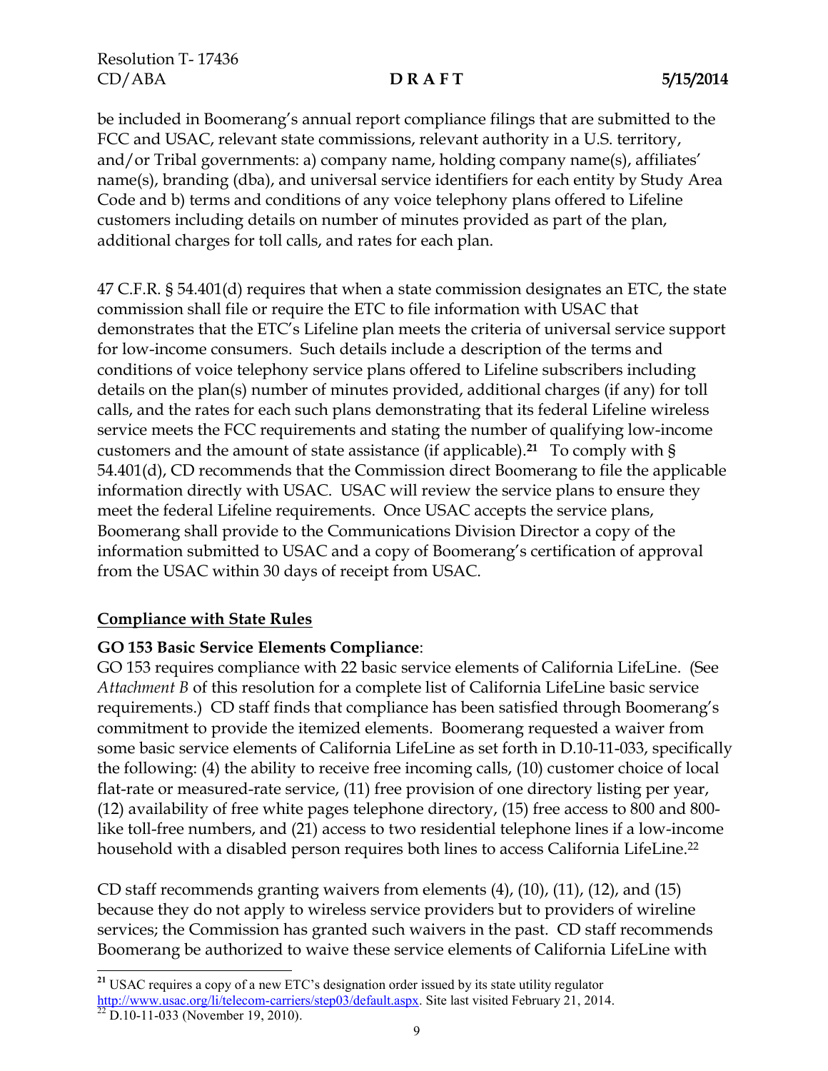be included in Boomerang's annual report compliance filings that are submitted to the FCC and USAC, relevant state commissions, relevant authority in a U.S. territory, and/or Tribal governments: a) company name, holding company name(s), affiliates' name(s), branding (dba), and universal service identifiers for each entity by Study Area Code and b) terms and conditions of any voice telephony plans offered to Lifeline customers including details on number of minutes provided as part of the plan, additional charges for toll calls, and rates for each plan.

47 C.F.R. § 54.401(d) requires that when a state commission designates an ETC, the state commission shall file or require the ETC to file information with USAC that demonstrates that the ETC's Lifeline plan meets the criteria of universal service support for low-income consumers. Such details include a description of the terms and conditions of voice telephony service plans offered to Lifeline subscribers including details on the plan(s) number of minutes provided, additional charges (if any) for toll calls, and the rates for each such plans demonstrating that its federal Lifeline wireless service meets the FCC requirements and stating the number of qualifying low-income customers and the amount of state assistance (if applicable).[21] To comply with § 54.401(d), CD recommends that the Commission direct Boomerang to file the applicable information directly with USAC. USAC will review the service plans to ensure they meet the federal Lifeline requirements. Once USAC accepts the service plans, Boomerang shall provide to the Communications Division Director a copy of the information submitted to USAC and a copy of Boomerang's certification of approval from the USAC within 30 days of receipt from USAC.

## Compliance with State Rules

**GO 153 Basic Service Elements Compliance**:

GO 153 requires compliance with 22 basic service elements of California LifeLine. (See *Attachment B* of this resolution for a complete list of California LifeLine basic service requirements.) CD staff finds that compliance has been satisfied through Boomerang's commitment to provide the itemized elements. Boomerang requested a waiver from some basic service elements of California LifeLine as set forth in D.10-11-033, specifically the following: (4) the ability to receive free incoming calls, (10) customer choice of local flat-rate or measured-rate service, (11) free provision of one directory listing per year, (12) availability of free white pages telephone directory, (15) free access to 800 and 800-like toll-free numbers, and (21) access to two residential telephone lines if a low-income household with a disabled person requires both lines to access California LifeLine.[22]

CD staff recommends granting waivers from elements (4), (10), (11), (12), and (15) because they do not apply to wireless service providers but to providers of wireline services; the Commission has granted such waivers in the past. CD staff recommends Boomerang be authorized to waive these service elements of California LifeLine with

---

[21] USAC requires a copy of a new ETC's designation order issued by its state utility regulator http://www.usac.org/li/telecom-carriers/step03/default.aspx. Site last visited February 21, 2014.

[22] D.10-11-033 (November 19, 2010).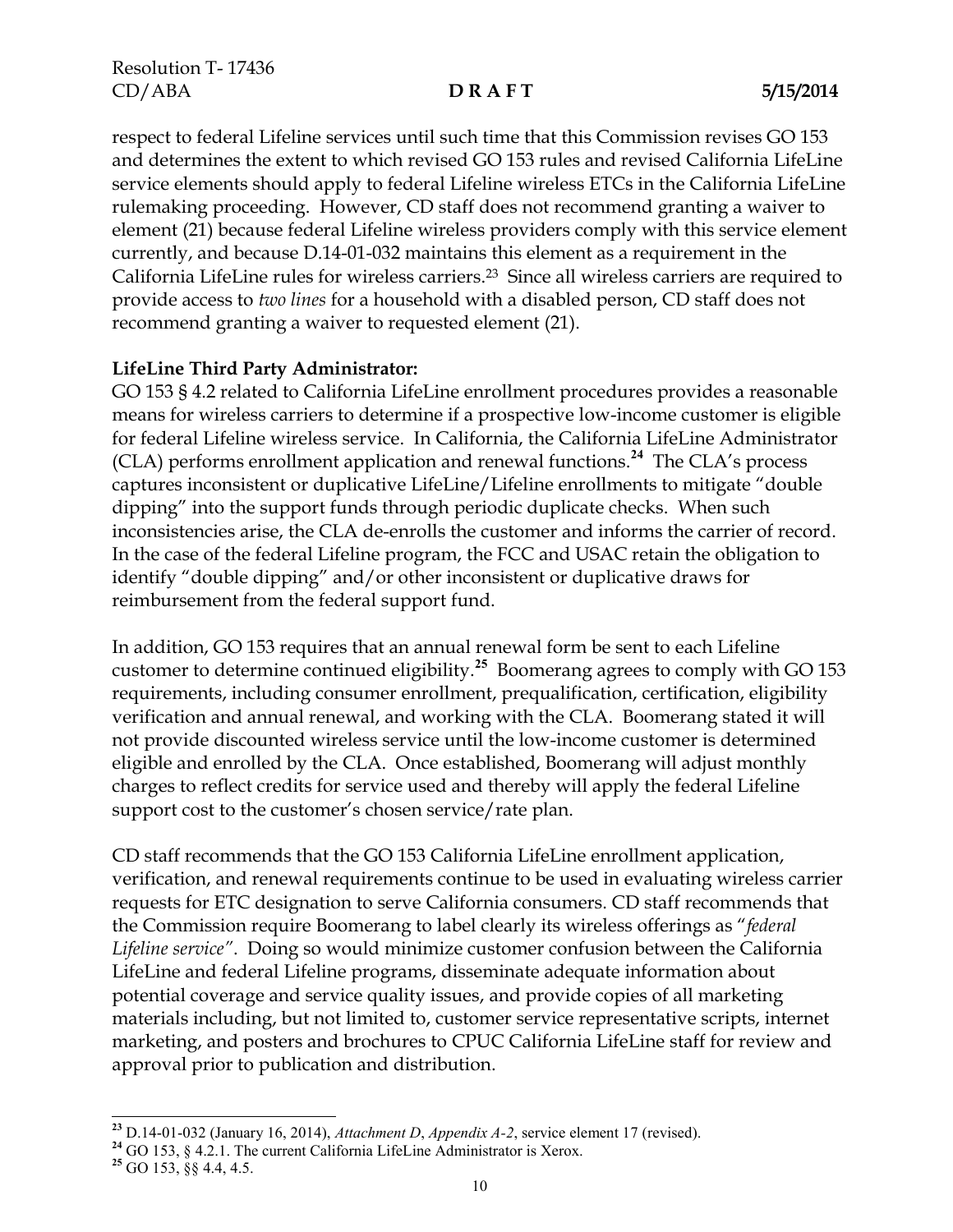respect to federal Lifeline services until such time that this Commission revises GO 153 and determines the extent to which revised GO 153 rules and revised California LifeLine service elements should apply to federal Lifeline wireless ETCs in the California LifeLine rulemaking proceeding. However, CD staff does not recommend granting a waiver to element (21) because federal Lifeline wireless providers comply with this service element currently, and because D.14-01-032 maintains this element as a requirement in the California LifeLine rules for wireless carriers.[23] Since all wireless carriers are required to provide access to *two lines* for a household with a disabled person, CD staff does not recommend granting a waiver to requested element (21).

**LifeLine Third Party Administrator:**

GO 153 § 4.2 related to California LifeLine enrollment procedures provides a reasonable means for wireless carriers to determine if a prospective low-income customer is eligible for federal Lifeline wireless service. In California, the California LifeLine Administrator (CLA) performs enrollment application and renewal functions.[24] The CLA's process captures inconsistent or duplicative LifeLine/Lifeline enrollments to mitigate "double dipping" into the support funds through periodic duplicate checks. When such inconsistencies arise, the CLA de-enrolls the customer and informs the carrier of record. In the case of the federal Lifeline program, the FCC and USAC retain the obligation to identify "double dipping" and/or other inconsistent or duplicative draws for reimbursement from the federal support fund.

In addition, GO 153 requires that an annual renewal form be sent to each Lifeline customer to determine continued eligibility.[25] Boomerang agrees to comply with GO 153 requirements, including consumer enrollment, prequalification, certification, eligibility verification and annual renewal, and working with the CLA. Boomerang stated it will not provide discounted wireless service until the low-income customer is determined eligible and enrolled by the CLA. Once established, Boomerang will adjust monthly charges to reflect credits for service used and thereby will apply the federal Lifeline support cost to the customer's chosen service/rate plan.

CD staff recommends that the GO 153 California LifeLine enrollment application, verification, and renewal requirements continue to be used in evaluating wireless carrier requests for ETC designation to serve California consumers. CD staff recommends that the Commission require Boomerang to label clearly its wireless offerings as "*federal Lifeline service*". Doing so would minimize customer confusion between the California LifeLine and federal Lifeline programs, disseminate adequate information about potential coverage and service quality issues, and provide copies of all marketing materials including, but not limited to, customer service representative scripts, internet marketing, and posters and brochures to CPUC California LifeLine staff for review and approval prior to publication and distribution.

---

[23] D.14-01-032 (January 16, 2014), *Attachment D*, *Appendix A-2*, service element 17 (revised).

[24] GO 153, § 4.2.1. The current California LifeLine Administrator is Xerox.

[25] GO 153, §§ 4.4, 4.5.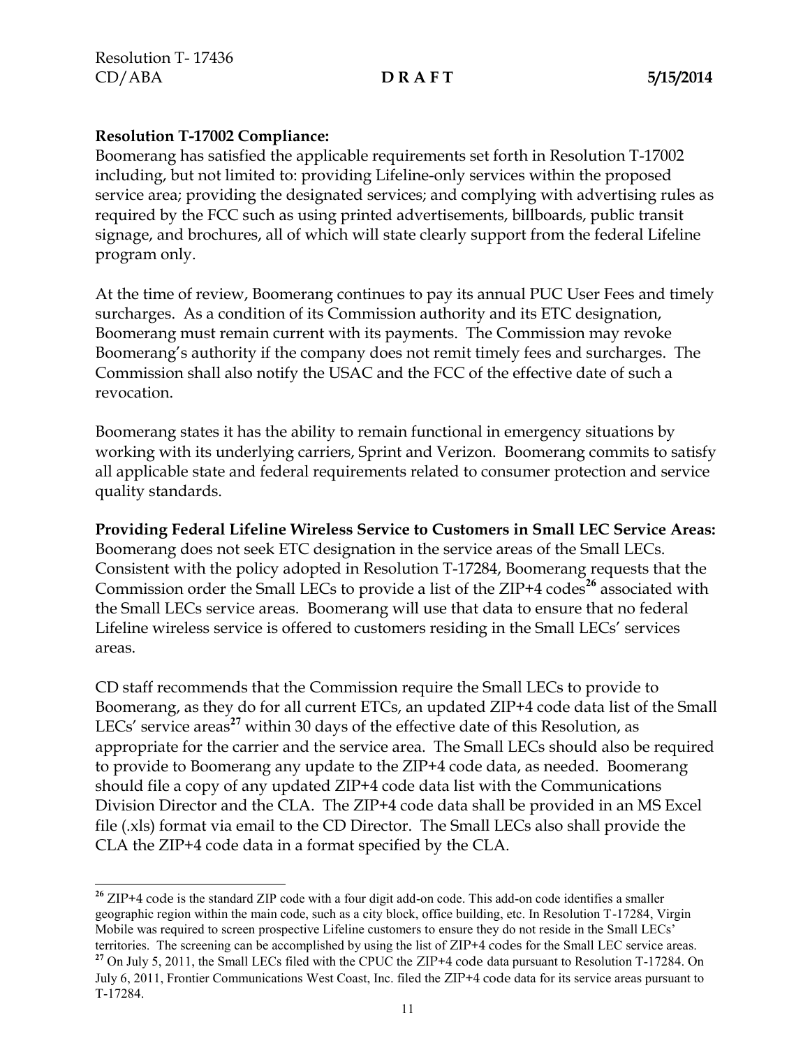**Resolution T-17002 Compliance:**
Boomerang has satisfied the applicable requirements set forth in Resolution T-17002 including, but not limited to: providing Lifeline-only services within the proposed service area; providing the designated services; and complying with advertising rules as required by the FCC such as using printed advertisements, billboards, public transit signage, and brochures, all of which will state clearly support from the federal Lifeline program only.

At the time of review, Boomerang continues to pay its annual PUC User Fees and timely surcharges. As a condition of its Commission authority and its ETC designation, Boomerang must remain current with its payments. The Commission may revoke Boomerang's authority if the company does not remit timely fees and surcharges. The Commission shall also notify the USAC and the FCC of the effective date of such a revocation.

Boomerang states it has the ability to remain functional in emergency situations by working with its underlying carriers, Sprint and Verizon. Boomerang commits to satisfy all applicable state and federal requirements related to consumer protection and service quality standards.

**Providing Federal Lifeline Wireless Service to Customers in Small LEC Service Areas:**
Boomerang does not seek ETC designation in the service areas of the Small LECs. Consistent with the policy adopted in Resolution T-17284, Boomerang requests that the Commission order the Small LECs to provide a list of the ZIP+4 codes[26] associated with the Small LECs service areas. Boomerang will use that data to ensure that no federal Lifeline wireless service is offered to customers residing in the Small LECs' services areas.

CD staff recommends that the Commission require the Small LECs to provide to Boomerang, as they do for all current ETCs, an updated ZIP+4 code data list of the Small LECs' service areas[27] within 30 days of the effective date of this Resolution, as appropriate for the carrier and the service area. The Small LECs should also be required to provide to Boomerang any update to the ZIP+4 code data, as needed. Boomerang should file a copy of any updated ZIP+4 code data list with the Communications Division Director and the CLA. The ZIP+4 code data shall be provided in an MS Excel file (.xls) format via email to the CD Director. The Small LECs also shall provide the CLA the ZIP+4 code data in a format specified by the CLA.

---

[26] ZIP+4 code is the standard ZIP code with a four digit add-on code. This add-on code identifies a smaller geographic region within the main code, such as a city block, office building, etc. In Resolution T-17284, Virgin Mobile was required to screen prospective Lifeline customers to ensure they do not reside in the Small LECs' territories. The screening can be accomplished by using the list of ZIP+4 codes for the Small LEC service areas.

[27] On July 5, 2011, the Small LECs filed with the CPUC the ZIP+4 code data pursuant to Resolution T-17284. On July 6, 2011, Frontier Communications West Coast, Inc. filed the ZIP+4 code data for its service areas pursuant to T-17284.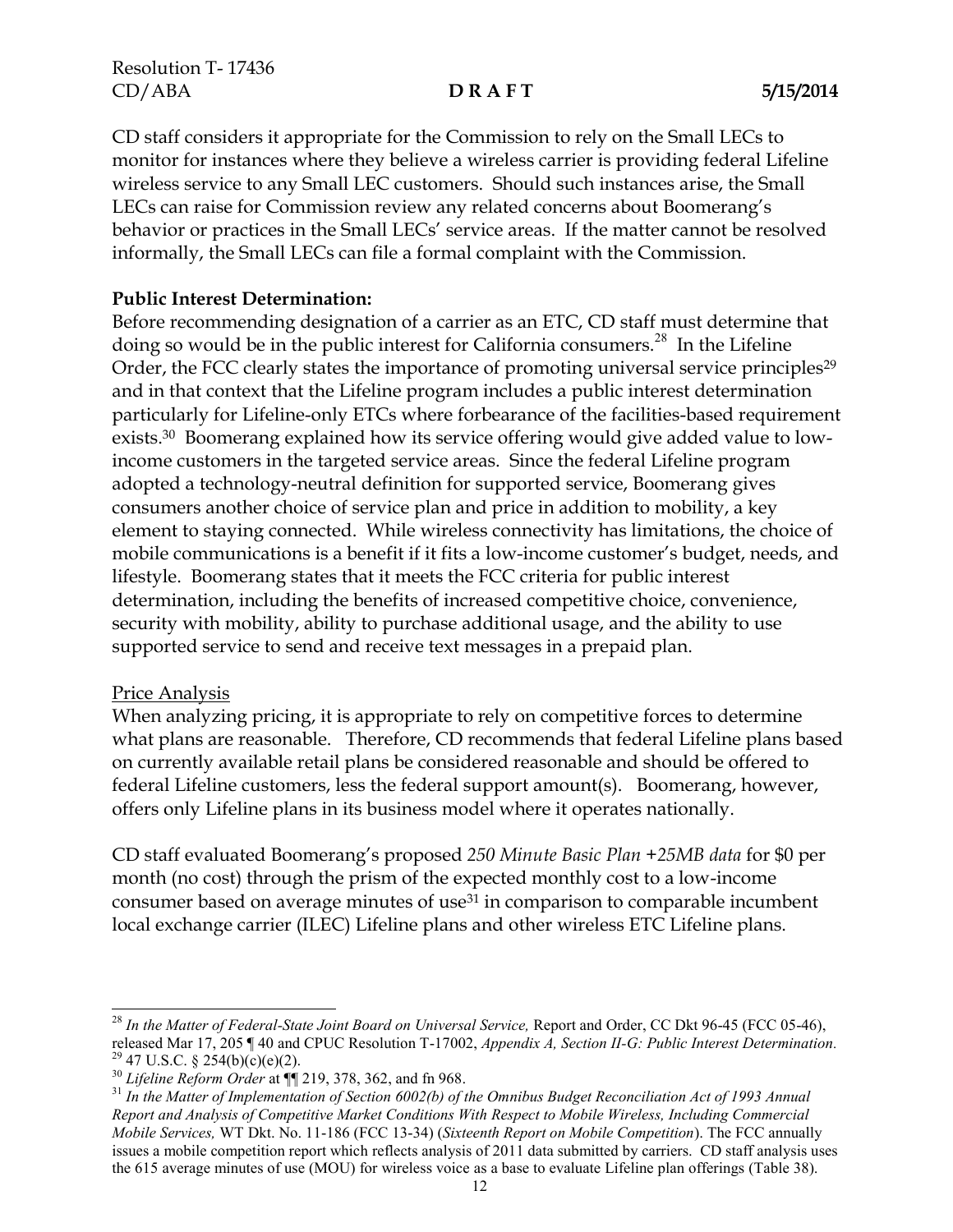CD staff considers it appropriate for the Commission to rely on the Small LECs to monitor for instances where they believe a wireless carrier is providing federal Lifeline wireless service to any Small LEC customers. Should such instances arise, the Small LECs can raise for Commission review any related concerns about Boomerang's behavior or practices in the Small LECs' service areas. If the matter cannot be resolved informally, the Small LECs can file a formal complaint with the Commission.

**Public Interest Determination:**

Before recommending designation of a carrier as an ETC, CD staff must determine that doing so would be in the public interest for California consumers.[28] In the Lifeline Order, the FCC clearly states the importance of promoting universal service principles[29] and in that context that the Lifeline program includes a public interest determination particularly for Lifeline-only ETCs where forbearance of the facilities-based requirement exists.[30] Boomerang explained how its service offering would give added value to low-income customers in the targeted service areas. Since the federal Lifeline program adopted a technology-neutral definition for supported service, Boomerang gives consumers another choice of service plan and price in addition to mobility, a key element to staying connected. While wireless connectivity has limitations, the choice of mobile communications is a benefit if it fits a low-income customer's budget, needs, and lifestyle. Boomerang states that it meets the FCC criteria for public interest determination, including the benefits of increased competitive choice, convenience, security with mobility, ability to purchase additional usage, and the ability to use supported service to send and receive text messages in a prepaid plan.

Price Analysis

When analyzing pricing, it is appropriate to rely on competitive forces to determine what plans are reasonable. Therefore, CD recommends that federal Lifeline plans based on currently available retail plans be considered reasonable and should be offered to federal Lifeline customers, less the federal support amount(s). Boomerang, however, offers only Lifeline plans in its business model where it operates nationally.

CD staff evaluated Boomerang's proposed *250 Minute Basic Plan +25MB data* for $0 per month (no cost) through the prism of the expected monthly cost to a low-income consumer based on average minutes of use[31] in comparison to comparable incumbent local exchange carrier (ILEC) Lifeline plans and other wireless ETC Lifeline plans.

---

[28] *In the Matter of Federal-State Joint Board on Universal Service,* Report and Order, CC Dkt 96-45 (FCC 05-46), released Mar 17, 205 ¶ 40 and CPUC Resolution T-17002, *Appendix A, Section II-G: Public Interest Determination.*

[29] 47 U.S.C. § 254(b)(c)(e)(2).

[30] *Lifeline Reform Order* at ¶¶ 219, 378, 362, and fn 968.

[31] *In the Matter of Implementation of Section 6002(b) of the Omnibus Budget Reconciliation Act of 1993 Annual Report and Analysis of Competitive Market Conditions With Respect to Mobile Wireless, Including Commercial Mobile Services,* WT Dkt. No. 11-186 (FCC 13-34) (*Sixteenth Report on Mobile Competition*). The FCC annually issues a mobile competition report which reflects analysis of 2011 data submitted by carriers. CD staff analysis uses the 615 average minutes of use (MOU) for wireless voice as a base to evaluate Lifeline plan offerings (Table 38).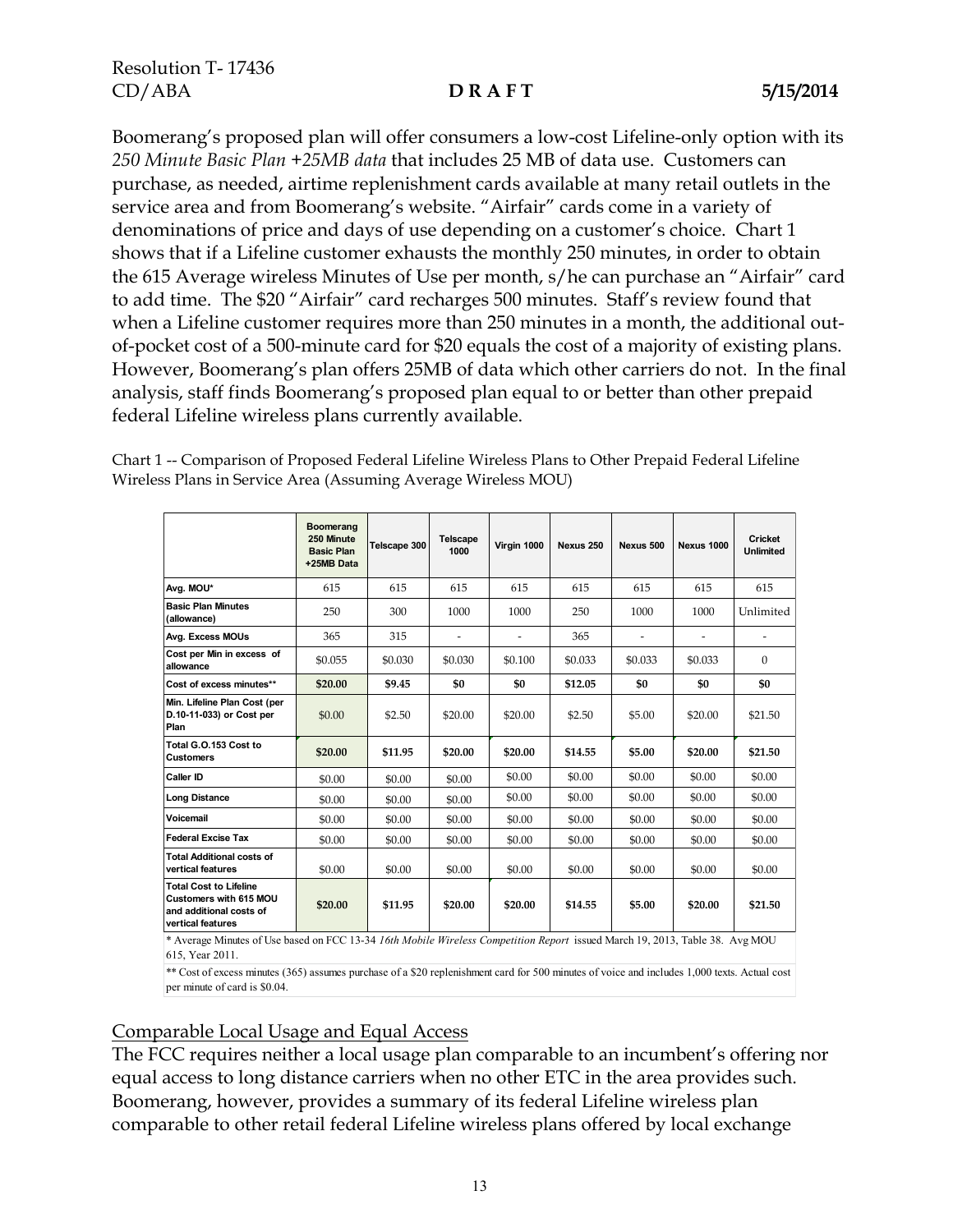Boomerang's proposed plan will offer consumers a low-cost Lifeline-only option with its *250 Minute Basic Plan +25MB data* that includes 25 MB of data use. Customers can purchase, as needed, airtime replenishment cards available at many retail outlets in the service area and from Boomerang's website. "Airfair" cards come in a variety of denominations of price and days of use depending on a customer's choice. Chart 1 shows that if a Lifeline customer exhausts the monthly 250 minutes, in order to obtain the 615 Average wireless Minutes of Use per month, s/he can purchase an "Airfair" card to add time. The $20 "Airfair" card recharges 500 minutes. Staff's review found that when a Lifeline customer requires more than 250 minutes in a month, the additional out-of-pocket cost of a 500-minute card for $20 equals the cost of a majority of existing plans. However, Boomerang's plan offers 25MB of data which other carriers do not. In the final analysis, staff finds Boomerang's proposed plan equal to or better than other prepaid federal Lifeline wireless plans currently available.

Chart 1 -- Comparison of Proposed Federal Lifeline Wireless Plans to Other Prepaid Federal Lifeline Wireless Plans in Service Area (Assuming Average Wireless MOU)

| | Boomerang 250 Minute Basic Plan +25MB Data | Telscape 300 | Telscape 1000 | Virgin 1000 | Nexus 250 | Nexus 500 | Nexus 1000 | Cricket Unlimited |
|---|---|---|---|---|---|---|---|---|
| Avg. MOU* | 615 | 615 | 615 | 615 | 615 | 615 | 615 | 615 |
| Basic Plan Minutes (allowance) | 250 | 300 | 1000 | 1000 | 250 | 1000 | 1000 | Unlimited |
| Avg. Excess MOUs | 365 | 315 | - | - | 365 | - | - | - |
| Cost per Min in excess of allowance | $0.055 | $0.030 | $0.030 | $0.100 | $0.033 | $0.033 | $0.033 | 0 |
| Cost of excess minutes** | **$20.00** | **$9.45** | **$0** | **$0** | **$12.05** | **$0** | **$0** | **$0** |
| Min. Lifeline Plan Cost (per D.10-11-033) or Cost per Plan | $0.00 | $2.50 | $20.00 | $20.00 | $2.50 | $5.00 | $20.00 | $21.50 |
| Total G.O.153 Cost to Customers | **$20.00** | **$11.95** | **$20.00** | **$20.00** | **$14.55** | **$5.00** | **$20.00** | **$21.50** |
| Caller ID | $0.00 | $0.00 | $0.00 | $0.00 | $0.00 | $0.00 | $0.00 | $0.00 |
| Long Distance | $0.00 | $0.00 | $0.00 | $0.00 | $0.00 | $0.00 | $0.00 | $0.00 |
| Voicemail | $0.00 | $0.00 | $0.00 | $0.00 | $0.00 | $0.00 | $0.00 | $0.00 |
| Federal Excise Tax | $0.00 | $0.00 | $0.00 | $0.00 | $0.00 | $0.00 | $0.00 | $0.00 |
| Total Additional costs of vertical features | $0.00 | $0.00 | $0.00 | $0.00 | $0.00 | $0.00 | $0.00 | $0.00 |
| Total Cost to Lifeline Customers with 615 MOU and additional costs of vertical features | **$20.00** | **$11.95** | **$20.00** | **$20.00** | **$14.55** | **$5.00** | **$20.00** | **$21.50** |

\* Average Minutes of Use based on FCC 13-34 *16th Mobile Wireless Competition Report* issued March 19, 2013, Table 38. Avg MOU 615, Year 2011.

\*\* Cost of excess minutes (365) assumes purchase of a $20 replenishment card for 500 minutes of voice and includes 1,000 texts. Actual cost per minute of card is $0.04.

## Comparable Local Usage and Equal Access

The FCC requires neither a local usage plan comparable to an incumbent's offering nor equal access to long distance carriers when no other ETC in the area provides such. Boomerang, however, provides a summary of its federal Lifeline wireless plan comparable to other retail federal Lifeline wireless plans offered by local exchange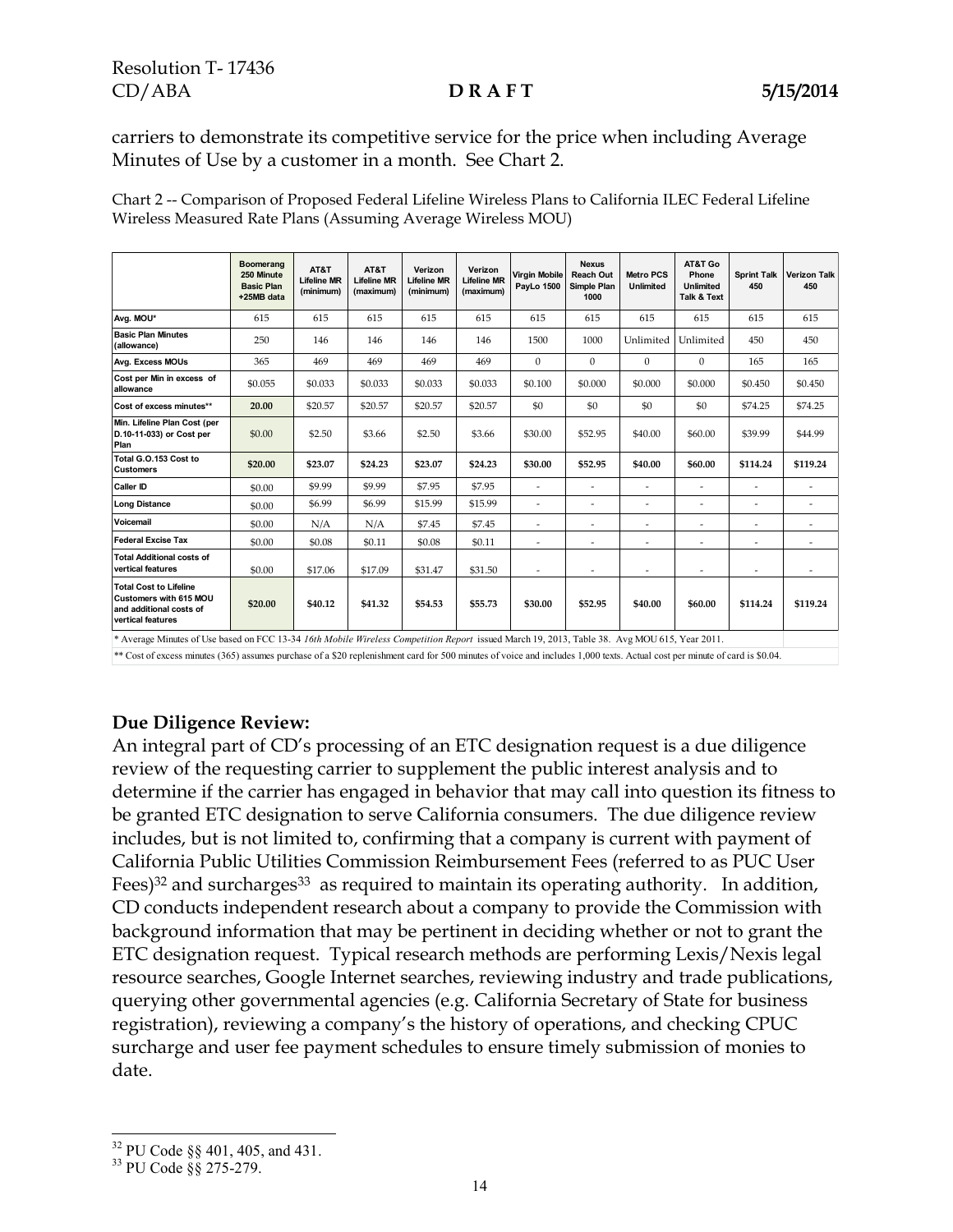carriers to demonstrate its competitive service for the price when including Average Minutes of Use by a customer in a month. See Chart 2.

Chart 2 -- Comparison of Proposed Federal Lifeline Wireless Plans to California ILEC Federal Lifeline Wireless Measured Rate Plans (Assuming Average Wireless MOU)

| | Boomerang 250 Minute Basic Plan +25MB data | AT&T Lifeline MR (minimum) | AT&T Lifeline MR (maximum) | Verizon Lifeline MR (minimum) | Verizon Lifeline MR (maximum) | Virgin Mobile PayLo 1500 | Nexus Reach Out Simple Plan 1000 | Metro PCS Unlimited | AT&T Go Phone Unlimited Talk & Text | Sprint Talk 450 | Verizon Talk 450 |
|---|---|---|---|---|---|---|---|---|---|---|---|
| Avg. MOU* | 615 | 615 | 615 | 615 | 615 | 615 | 615 | 615 | 615 | 615 | 615 |
| Basic Plan Minutes (allowance) | 250 | 146 | 146 | 146 | 146 | 1500 | 1000 | Unlimited | Unlimited | 450 | 450 |
| Avg. Excess MOUs | 365 | 469 | 469 | 469 | 469 | 0 | 0 | 0 | 0 | 165 | 165 |
| Cost per Min in excess of allowance | $0.055 | $0.033 | $0.033 | $0.033 | $0.033 | $0.100 | $0.000 | $0.000 | $0.000 | $0.450 | $0.450 |
| Cost of excess minutes** | **20.00** | $20.57 | $20.57 | $20.57 | $20.57 | $0 | $0 | $0 | $0 | $74.25 | $74.25 |
| Min. Lifeline Plan Cost (per D.10-11-033) or Cost per Plan | $0.00 | $2.50 | $3.66 | $2.50 | $3.66 | $30.00 | $52.95 | $40.00 | $60.00 | $39.99 | $44.99 |
| Total G.O.153 Cost to Customers | **$20.00** | **$23.07** | **$24.23** | **$23.07** | **$24.23** | **$30.00** | **$52.95** | **$40.00** | **$60.00** | **$114.24** | **$119.24** |
| Caller ID | $0.00 | $9.99 | $9.99 | $7.95 | $7.95 | - | - | - | - | - | - |
| Long Distance | $0.00 | $6.99 | $6.99 | $15.99 | $15.99 | - | - | - | - | - | - |
| Voicemail | $0.00 | N/A | N/A | $7.45 | $7.45 | - | - | - | - | - | - |
| Federal Excise Tax | $0.00 | $0.08 | $0.11 | $0.08 | $0.11 | - | - | - | - | - | - |
| Total Additional costs of vertical features | $0.00 | $17.06 | $17.09 | $31.47 | $31.50 | - | - | - | - | - | - |
| Total Cost to Lifeline Customers with 615 MOU and additional costs of vertical features | **$20.00** | **$40.12** | **$41.32** | **$54.53** | **$55.73** | **$30.00** | **$52.95** | **$40.00** | **$60.00** | **$114.24** | **$119.24** |

\* Average Minutes of Use based on FCC 13-34 *16th Mobile Wireless Competition Report* issued March 19, 2013, Table 38. Avg MOU 615, Year 2011.

\*\* Cost of excess minutes (365) assumes purchase of a $20 replenishment card for 500 minutes of voice and includes 1,000 texts. Actual cost per minute of card is $0.04.

## Due Diligence Review:

An integral part of CD's processing of an ETC designation request is a due diligence review of the requesting carrier to supplement the public interest analysis and to determine if the carrier has engaged in behavior that may call into question its fitness to be granted ETC designation to serve California consumers. The due diligence review includes, but is not limited to, confirming that a company is current with payment of California Public Utilities Commission Reimbursement Fees (referred to as PUC User Fees)[32] and surcharges[33] as required to maintain its operating authority. In addition, CD conducts independent research about a company to provide the Commission with background information that may be pertinent in deciding whether or not to grant the ETC designation request. Typical research methods are performing Lexis/Nexis legal resource searches, Google Internet searches, reviewing industry and trade publications, querying other governmental agencies (e.g. California Secretary of State for business registration), reviewing a company's the history of operations, and checking CPUC surcharge and user fee payment schedules to ensure timely submission of monies to date.

[32] PU Code §§ 401, 405, and 431.

[33] PU Code §§ 275-279.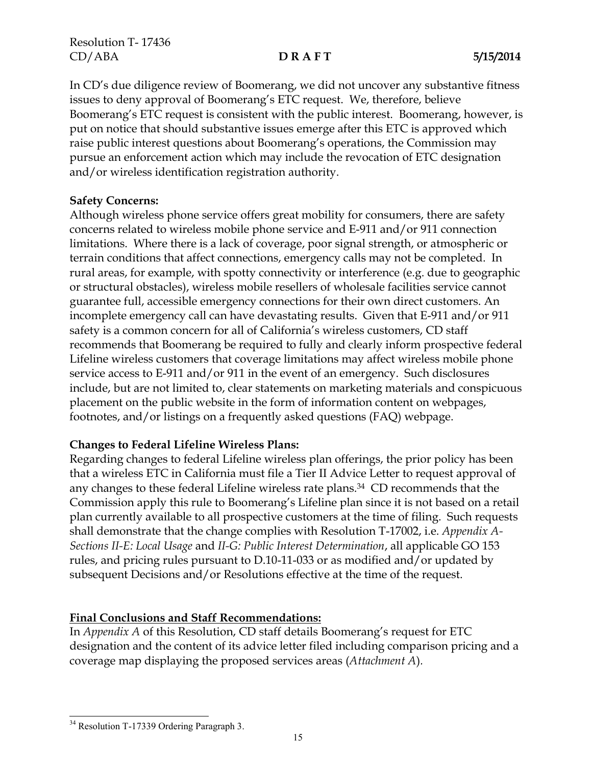In CD's due diligence review of Boomerang, we did not uncover any substantive fitness issues to deny approval of Boomerang's ETC request. We, therefore, believe Boomerang's ETC request is consistent with the public interest. Boomerang, however, is put on notice that should substantive issues emerge after this ETC is approved which raise public interest questions about Boomerang's operations, the Commission may pursue an enforcement action which may include the revocation of ETC designation and/or wireless identification registration authority.

**Safety Concerns:**
Although wireless phone service offers great mobility for consumers, there are safety concerns related to wireless mobile phone service and E-911 and/or 911 connection limitations. Where there is a lack of coverage, poor signal strength, or atmospheric or terrain conditions that affect connections, emergency calls may not be completed. In rural areas, for example, with spotty connectivity or interference (e.g. due to geographic or structural obstacles), wireless mobile resellers of wholesale facilities service cannot guarantee full, accessible emergency connections for their own direct customers. An incomplete emergency call can have devastating results. Given that E-911 and/or 911 safety is a common concern for all of California's wireless customers, CD staff recommends that Boomerang be required to fully and clearly inform prospective federal Lifeline wireless customers that coverage limitations may affect wireless mobile phone service access to E-911 and/or 911 in the event of an emergency. Such disclosures include, but are not limited to, clear statements on marketing materials and conspicuous placement on the public website in the form of information content on webpages, footnotes, and/or listings on a frequently asked questions (FAQ) webpage.

**Changes to Federal Lifeline Wireless Plans:**
Regarding changes to federal Lifeline wireless plan offerings, the prior policy has been that a wireless ETC in California must file a Tier II Advice Letter to request approval of any changes to these federal Lifeline wireless rate plans.[34] CD recommends that the Commission apply this rule to Boomerang's Lifeline plan since it is not based on a retail plan currently available to all prospective customers at the time of filing. Such requests shall demonstrate that the change complies with Resolution T-17002, i.e. *Appendix A-Sections II-E: Local Usage* and *II-G: Public Interest Determination*, all applicable GO 153 rules, and pricing rules pursuant to D.10-11-033 or as modified and/or updated by subsequent Decisions and/or Resolutions effective at the time of the request.

<u>**Final Conclusions and Staff Recommendations:**</u>
In *Appendix A* of this Resolution, CD staff details Boomerang's request for ETC designation and the content of its advice letter filed including comparison pricing and a coverage map displaying the proposed services areas (*Attachment A*).

[34] Resolution T-17339 Ordering Paragraph 3.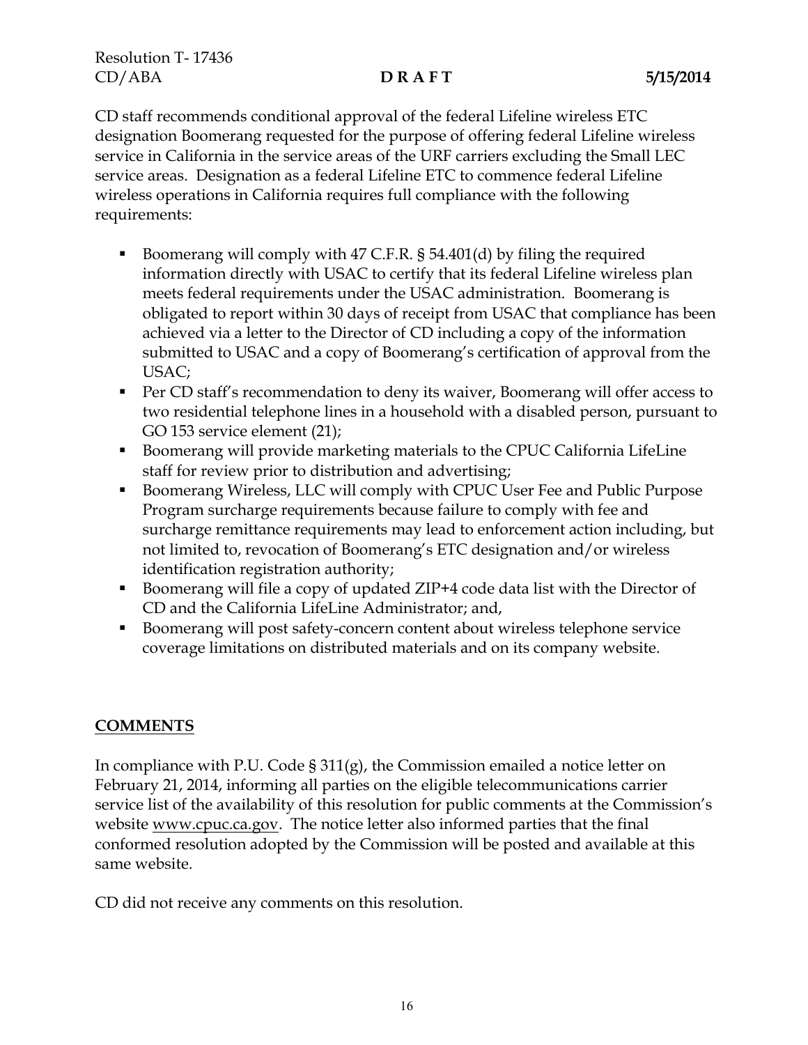CD staff recommends conditional approval of the federal Lifeline wireless ETC designation Boomerang requested for the purpose of offering federal Lifeline wireless service in California in the service areas of the URF carriers excluding the Small LEC service areas. Designation as a federal Lifeline ETC to commence federal Lifeline wireless operations in California requires full compliance with the following requirements:

- Boomerang will comply with 47 C.F.R. § 54.401(d) by filing the required information directly with USAC to certify that its federal Lifeline wireless plan meets federal requirements under the USAC administration. Boomerang is obligated to report within 30 days of receipt from USAC that compliance has been achieved via a letter to the Director of CD including a copy of the information submitted to USAC and a copy of Boomerang's certification of approval from the USAC;
- Per CD staff's recommendation to deny its waiver, Boomerang will offer access to two residential telephone lines in a household with a disabled person, pursuant to GO 153 service element (21);
- Boomerang will provide marketing materials to the CPUC California LifeLine staff for review prior to distribution and advertising;
- Boomerang Wireless, LLC will comply with CPUC User Fee and Public Purpose Program surcharge requirements because failure to comply with fee and surcharge remittance requirements may lead to enforcement action including, but not limited to, revocation of Boomerang's ETC designation and/or wireless identification registration authority;
- Boomerang will file a copy of updated ZIP+4 code data list with the Director of CD and the California LifeLine Administrator; and,
- Boomerang will post safety-concern content about wireless telephone service coverage limitations on distributed materials and on its company website.

## COMMENTS

In compliance with P.U. Code § 311(g), the Commission emailed a notice letter on February 21, 2014, informing all parties on the eligible telecommunications carrier service list of the availability of this resolution for public comments at the Commission's website www.cpuc.ca.gov. The notice letter also informed parties that the final conformed resolution adopted by the Commission will be posted and available at this same website.

CD did not receive any comments on this resolution.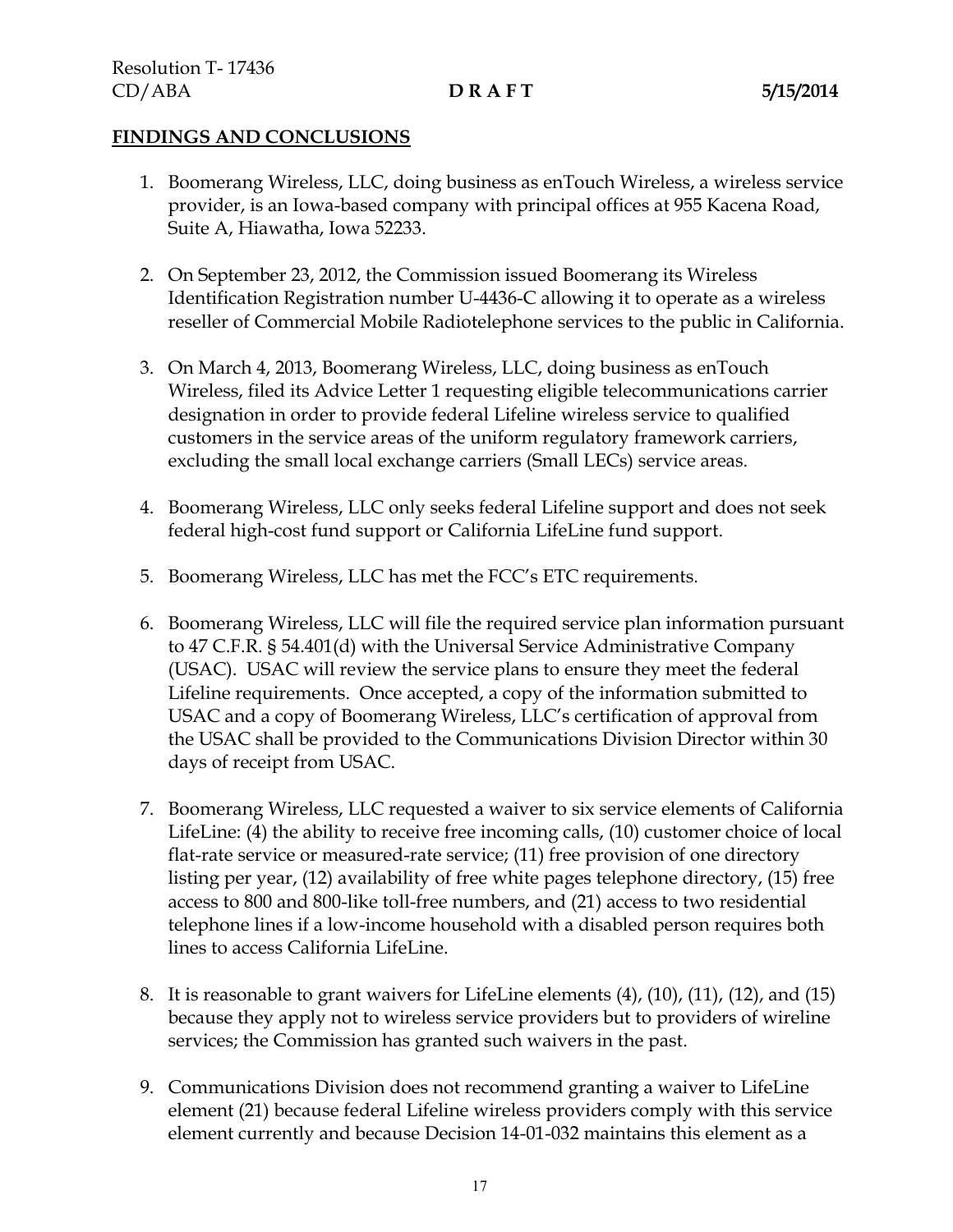## FINDINGS AND CONCLUSIONS

1. Boomerang Wireless, LLC, doing business as enTouch Wireless, a wireless service provider, is an Iowa-based company with principal offices at 955 Kacena Road, Suite A, Hiawatha, Iowa 52233.

2. On September 23, 2012, the Commission issued Boomerang its Wireless Identification Registration number U-4436-C allowing it to operate as a wireless reseller of Commercial Mobile Radiotelephone services to the public in California.

3. On March 4, 2013, Boomerang Wireless, LLC, doing business as enTouch Wireless, filed its Advice Letter 1 requesting eligible telecommunications carrier designation in order to provide federal Lifeline wireless service to qualified customers in the service areas of the uniform regulatory framework carriers, excluding the small local exchange carriers (Small LECs) service areas.

4. Boomerang Wireless, LLC only seeks federal Lifeline support and does not seek federal high-cost fund support or California LifeLine fund support.

5. Boomerang Wireless, LLC has met the FCC's ETC requirements.

6. Boomerang Wireless, LLC will file the required service plan information pursuant to 47 C.F.R. § 54.401(d) with the Universal Service Administrative Company (USAC). USAC will review the service plans to ensure they meet the federal Lifeline requirements. Once accepted, a copy of the information submitted to USAC and a copy of Boomerang Wireless, LLC's certification of approval from the USAC shall be provided to the Communications Division Director within 30 days of receipt from USAC.

7. Boomerang Wireless, LLC requested a waiver to six service elements of California LifeLine: (4) the ability to receive free incoming calls, (10) customer choice of local flat-rate service or measured-rate service; (11) free provision of one directory listing per year, (12) availability of free white pages telephone directory, (15) free access to 800 and 800-like toll-free numbers, and (21) access to two residential telephone lines if a low-income household with a disabled person requires both lines to access California LifeLine.

8. It is reasonable to grant waivers for LifeLine elements (4), (10), (11), (12), and (15) because they apply not to wireless service providers but to providers of wireline services; the Commission has granted such waivers in the past.

9. Communications Division does not recommend granting a waiver to LifeLine element (21) because federal Lifeline wireless providers comply with this service element currently and because Decision 14-01-032 maintains this element as a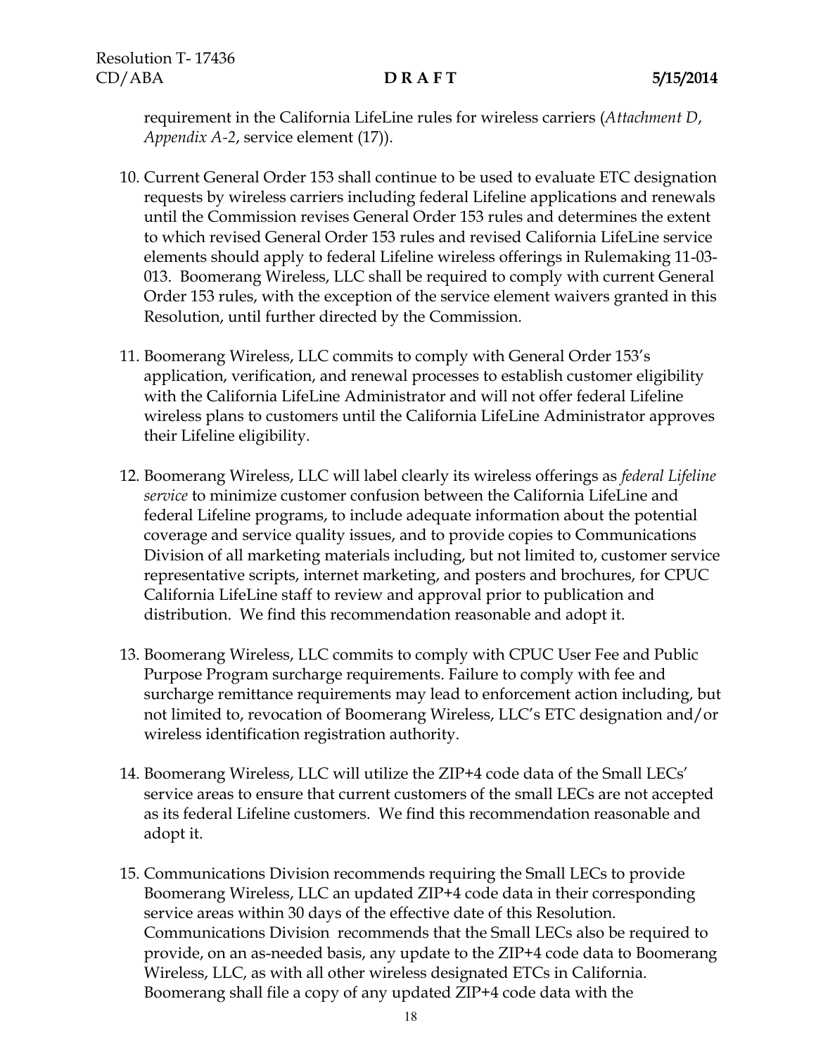requirement in the California LifeLine rules for wireless carriers (*Attachment D*, *Appendix A-2*, service element (17)).

10. Current General Order 153 shall continue to be used to evaluate ETC designation requests by wireless carriers including federal Lifeline applications and renewals until the Commission revises General Order 153 rules and determines the extent to which revised General Order 153 rules and revised California LifeLine service elements should apply to federal Lifeline wireless offerings in Rulemaking 11-03-013. Boomerang Wireless, LLC shall be required to comply with current General Order 153 rules, with the exception of the service element waivers granted in this Resolution, until further directed by the Commission.

11. Boomerang Wireless, LLC commits to comply with General Order 153's application, verification, and renewal processes to establish customer eligibility with the California LifeLine Administrator and will not offer federal Lifeline wireless plans to customers until the California LifeLine Administrator approves their Lifeline eligibility.

12. Boomerang Wireless, LLC will label clearly its wireless offerings as *federal Lifeline service* to minimize customer confusion between the California LifeLine and federal Lifeline programs, to include adequate information about the potential coverage and service quality issues, and to provide copies to Communications Division of all marketing materials including, but not limited to, customer service representative scripts, internet marketing, and posters and brochures, for CPUC California LifeLine staff to review and approval prior to publication and distribution. We find this recommendation reasonable and adopt it.

13. Boomerang Wireless, LLC commits to comply with CPUC User Fee and Public Purpose Program surcharge requirements. Failure to comply with fee and surcharge remittance requirements may lead to enforcement action including, but not limited to, revocation of Boomerang Wireless, LLC's ETC designation and/or wireless identification registration authority.

14. Boomerang Wireless, LLC will utilize the ZIP+4 code data of the Small LECs' service areas to ensure that current customers of the small LECs are not accepted as its federal Lifeline customers. We find this recommendation reasonable and adopt it.

15. Communications Division recommends requiring the Small LECs to provide Boomerang Wireless, LLC an updated ZIP+4 code data in their corresponding service areas within 30 days of the effective date of this Resolution. Communications Division recommends that the Small LECs also be required to provide, on an as-needed basis, any update to the ZIP+4 code data to Boomerang Wireless, LLC, as with all other wireless designated ETCs in California. Boomerang shall file a copy of any updated ZIP+4 code data with the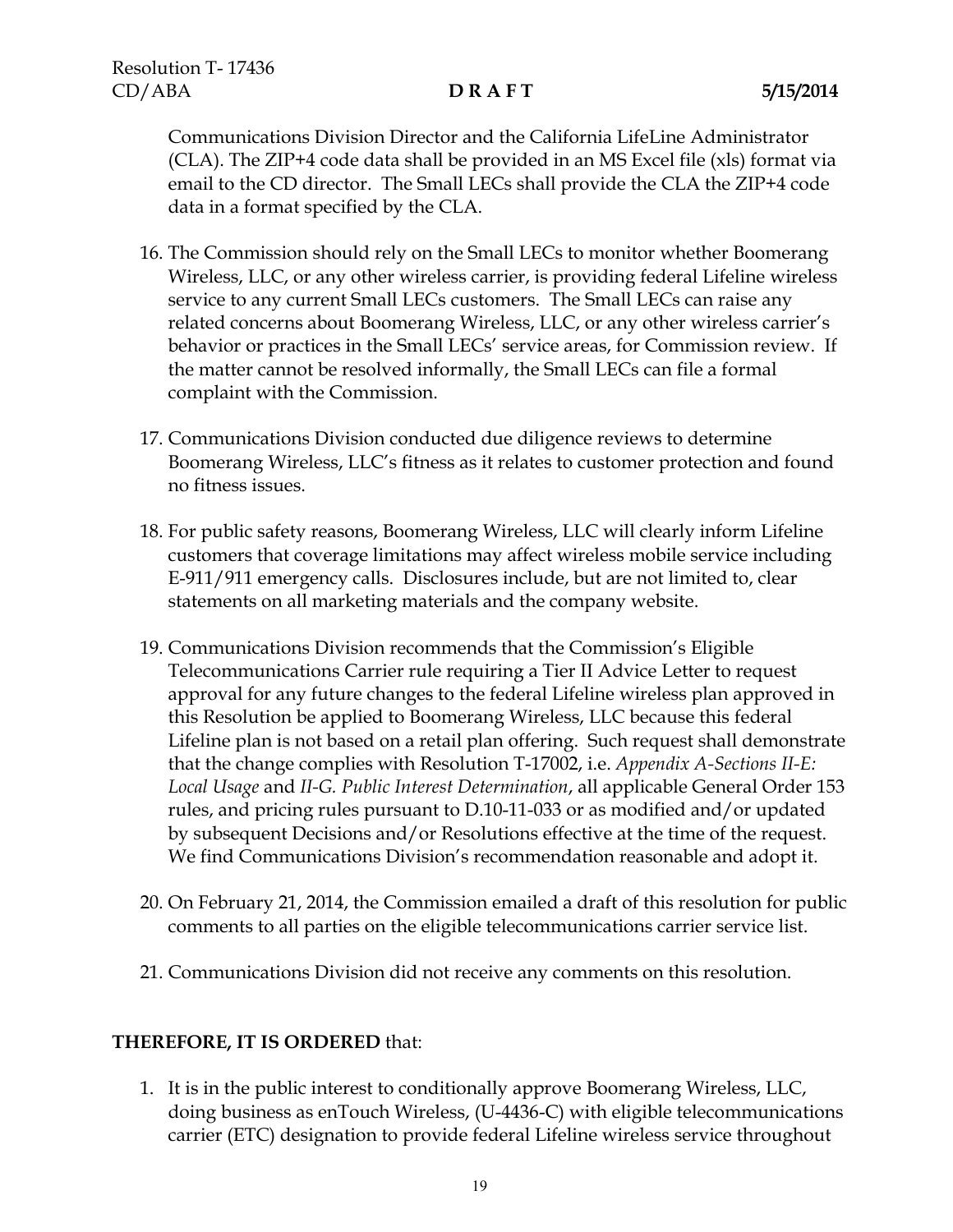Communications Division Director and the California LifeLine Administrator (CLA). The ZIP+4 code data shall be provided in an MS Excel file (xls) format via email to the CD director. The Small LECs shall provide the CLA the ZIP+4 code data in a format specified by the CLA.

16. The Commission should rely on the Small LECs to monitor whether Boomerang Wireless, LLC, or any other wireless carrier, is providing federal Lifeline wireless service to any current Small LECs customers. The Small LECs can raise any related concerns about Boomerang Wireless, LLC, or any other wireless carrier's behavior or practices in the Small LECs' service areas, for Commission review. If the matter cannot be resolved informally, the Small LECs can file a formal complaint with the Commission.

17. Communications Division conducted due diligence reviews to determine Boomerang Wireless, LLC's fitness as it relates to customer protection and found no fitness issues.

18. For public safety reasons, Boomerang Wireless, LLC will clearly inform Lifeline customers that coverage limitations may affect wireless mobile service including E-911/911 emergency calls. Disclosures include, but are not limited to, clear statements on all marketing materials and the company website.

19. Communications Division recommends that the Commission's Eligible Telecommunications Carrier rule requiring a Tier II Advice Letter to request approval for any future changes to the federal Lifeline wireless plan approved in this Resolution be applied to Boomerang Wireless, LLC because this federal Lifeline plan is not based on a retail plan offering. Such request shall demonstrate that the change complies with Resolution T-17002, i.e. *Appendix A-Sections II-E: Local Usage* and *II-G. Public Interest Determination*, all applicable General Order 153 rules, and pricing rules pursuant to D.10-11-033 or as modified and/or updated by subsequent Decisions and/or Resolutions effective at the time of the request. We find Communications Division's recommendation reasonable and adopt it.

20. On February 21, 2014, the Commission emailed a draft of this resolution for public comments to all parties on the eligible telecommunications carrier service list.

21. Communications Division did not receive any comments on this resolution.

**THEREFORE, IT IS ORDERED** that:

1. It is in the public interest to conditionally approve Boomerang Wireless, LLC, doing business as enTouch Wireless, (U-4436-C) with eligible telecommunications carrier (ETC) designation to provide federal Lifeline wireless service throughout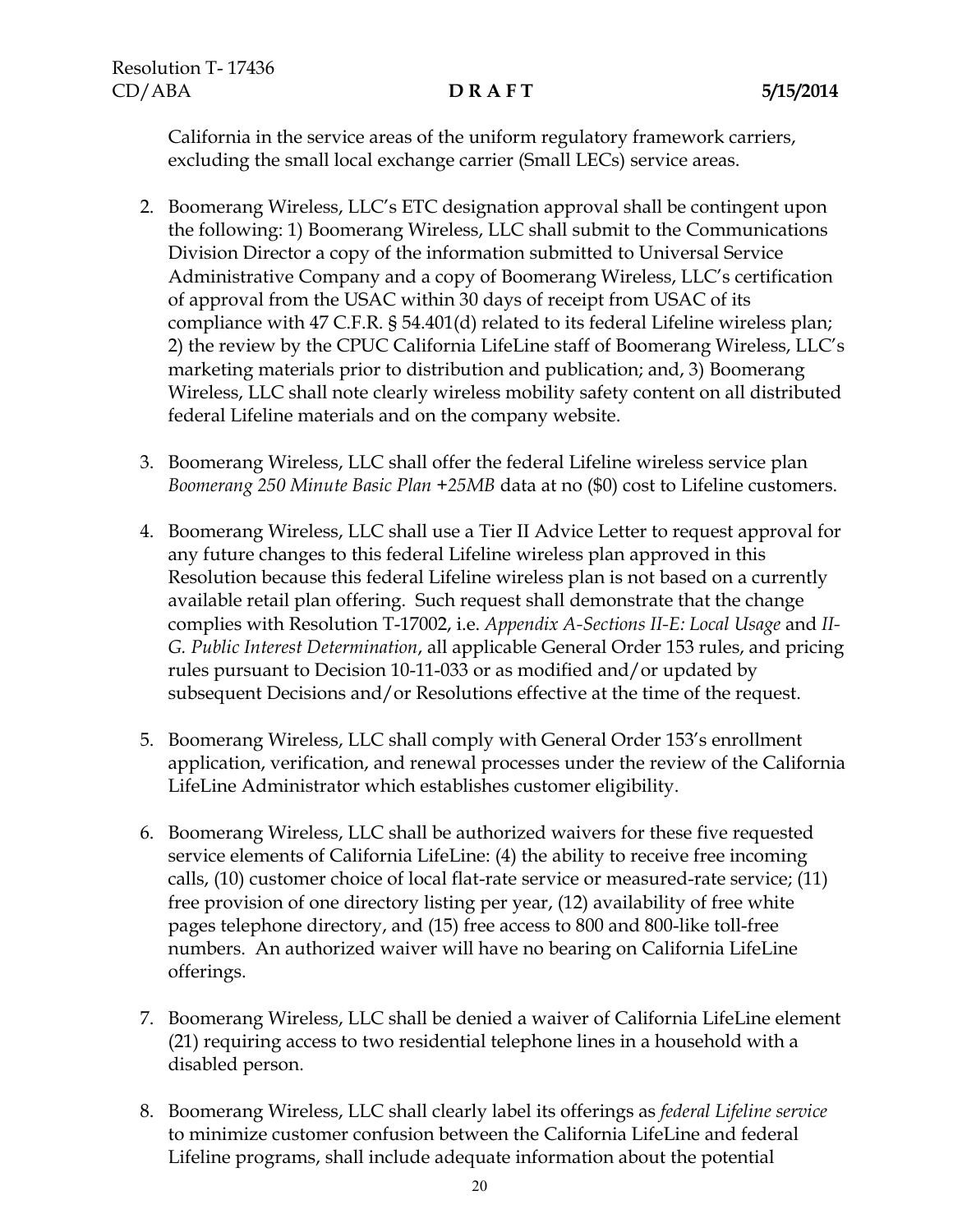California in the service areas of the uniform regulatory framework carriers, excluding the small local exchange carrier (Small LECs) service areas.

2. Boomerang Wireless, LLC's ETC designation approval shall be contingent upon the following: 1) Boomerang Wireless, LLC shall submit to the Communications Division Director a copy of the information submitted to Universal Service Administrative Company and a copy of Boomerang Wireless, LLC's certification of approval from the USAC within 30 days of receipt from USAC of its compliance with 47 C.F.R. § 54.401(d) related to its federal Lifeline wireless plan; 2) the review by the CPUC California LifeLine staff of Boomerang Wireless, LLC's marketing materials prior to distribution and publication; and, 3) Boomerang Wireless, LLC shall note clearly wireless mobility safety content on all distributed federal Lifeline materials and on the company website.

3. Boomerang Wireless, LLC shall offer the federal Lifeline wireless service plan *Boomerang 250 Minute Basic Plan +25MB* data at no ($0) cost to Lifeline customers.

4. Boomerang Wireless, LLC shall use a Tier II Advice Letter to request approval for any future changes to this federal Lifeline wireless plan approved in this Resolution because this federal Lifeline wireless plan is not based on a currently available retail plan offering. Such request shall demonstrate that the change complies with Resolution T-17002, i.e. *Appendix A-Sections II-E: Local Usage* and *II-G. Public Interest Determination*, all applicable General Order 153 rules, and pricing rules pursuant to Decision 10-11-033 or as modified and/or updated by subsequent Decisions and/or Resolutions effective at the time of the request.

5. Boomerang Wireless, LLC shall comply with General Order 153's enrollment application, verification, and renewal processes under the review of the California LifeLine Administrator which establishes customer eligibility.

6. Boomerang Wireless, LLC shall be authorized waivers for these five requested service elements of California LifeLine: (4) the ability to receive free incoming calls, (10) customer choice of local flat-rate service or measured-rate service; (11) free provision of one directory listing per year, (12) availability of free white pages telephone directory, and (15) free access to 800 and 800-like toll-free numbers. An authorized waiver will have no bearing on California LifeLine offerings.

7. Boomerang Wireless, LLC shall be denied a waiver of California LifeLine element (21) requiring access to two residential telephone lines in a household with a disabled person.

8. Boomerang Wireless, LLC shall clearly label its offerings as *federal Lifeline service* to minimize customer confusion between the California LifeLine and federal Lifeline programs, shall include adequate information about the potential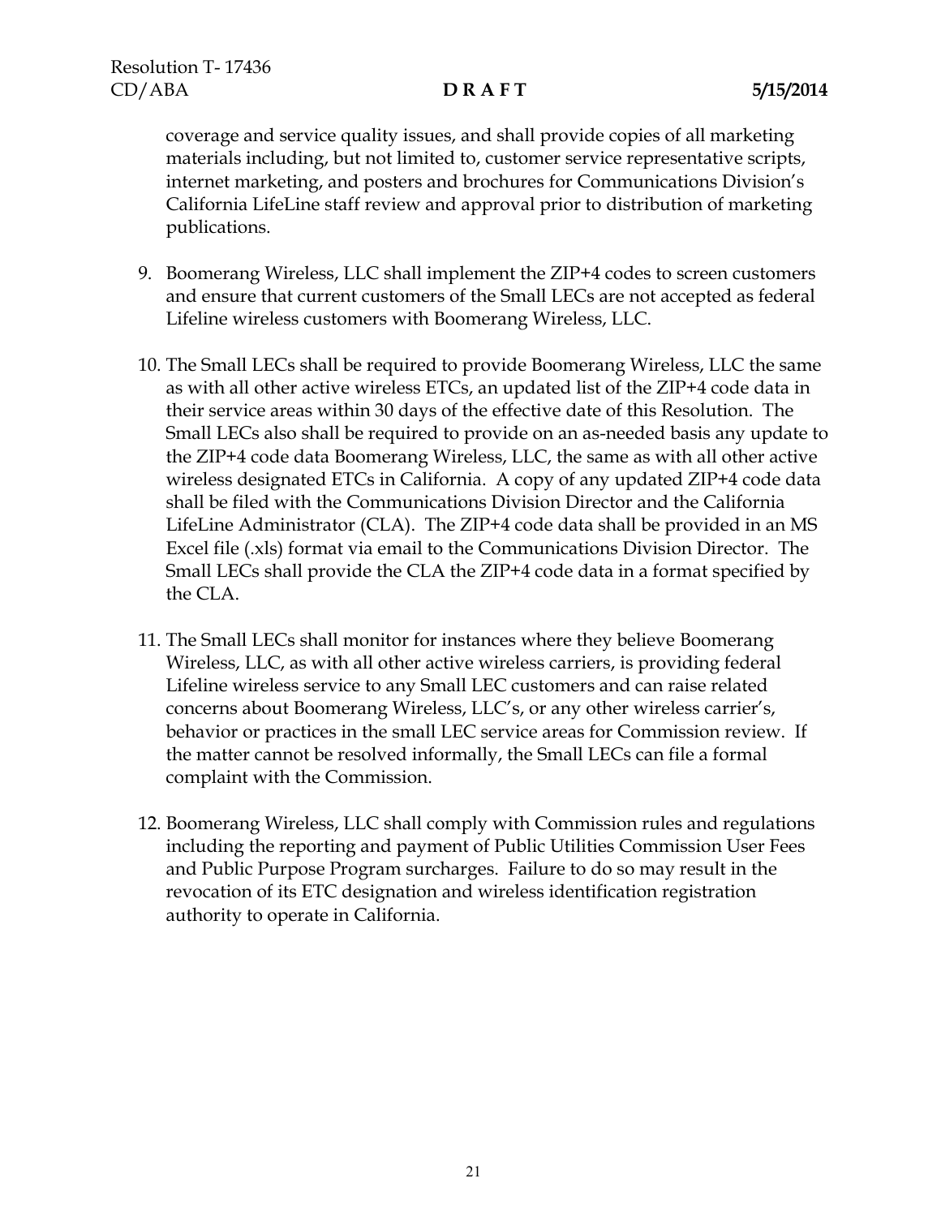coverage and service quality issues, and shall provide copies of all marketing materials including, but not limited to, customer service representative scripts, internet marketing, and posters and brochures for Communications Division's California LifeLine staff review and approval prior to distribution of marketing publications.

9. Boomerang Wireless, LLC shall implement the ZIP+4 codes to screen customers and ensure that current customers of the Small LECs are not accepted as federal Lifeline wireless customers with Boomerang Wireless, LLC.

10. The Small LECs shall be required to provide Boomerang Wireless, LLC the same as with all other active wireless ETCs, an updated list of the ZIP+4 code data in their service areas within 30 days of the effective date of this Resolution. The Small LECs also shall be required to provide on an as-needed basis any update to the ZIP+4 code data Boomerang Wireless, LLC, the same as with all other active wireless designated ETCs in California. A copy of any updated ZIP+4 code data shall be filed with the Communications Division Director and the California LifeLine Administrator (CLA). The ZIP+4 code data shall be provided in an MS Excel file (.xls) format via email to the Communications Division Director. The Small LECs shall provide the CLA the ZIP+4 code data in a format specified by the CLA.

11. The Small LECs shall monitor for instances where they believe Boomerang Wireless, LLC, as with all other active wireless carriers, is providing federal Lifeline wireless service to any Small LEC customers and can raise related concerns about Boomerang Wireless, LLC's, or any other wireless carrier's, behavior or practices in the small LEC service areas for Commission review. If the matter cannot be resolved informally, the Small LECs can file a formal complaint with the Commission.

12. Boomerang Wireless, LLC shall comply with Commission rules and regulations including the reporting and payment of Public Utilities Commission User Fees and Public Purpose Program surcharges. Failure to do so may result in the revocation of its ETC designation and wireless identification registration authority to operate in California.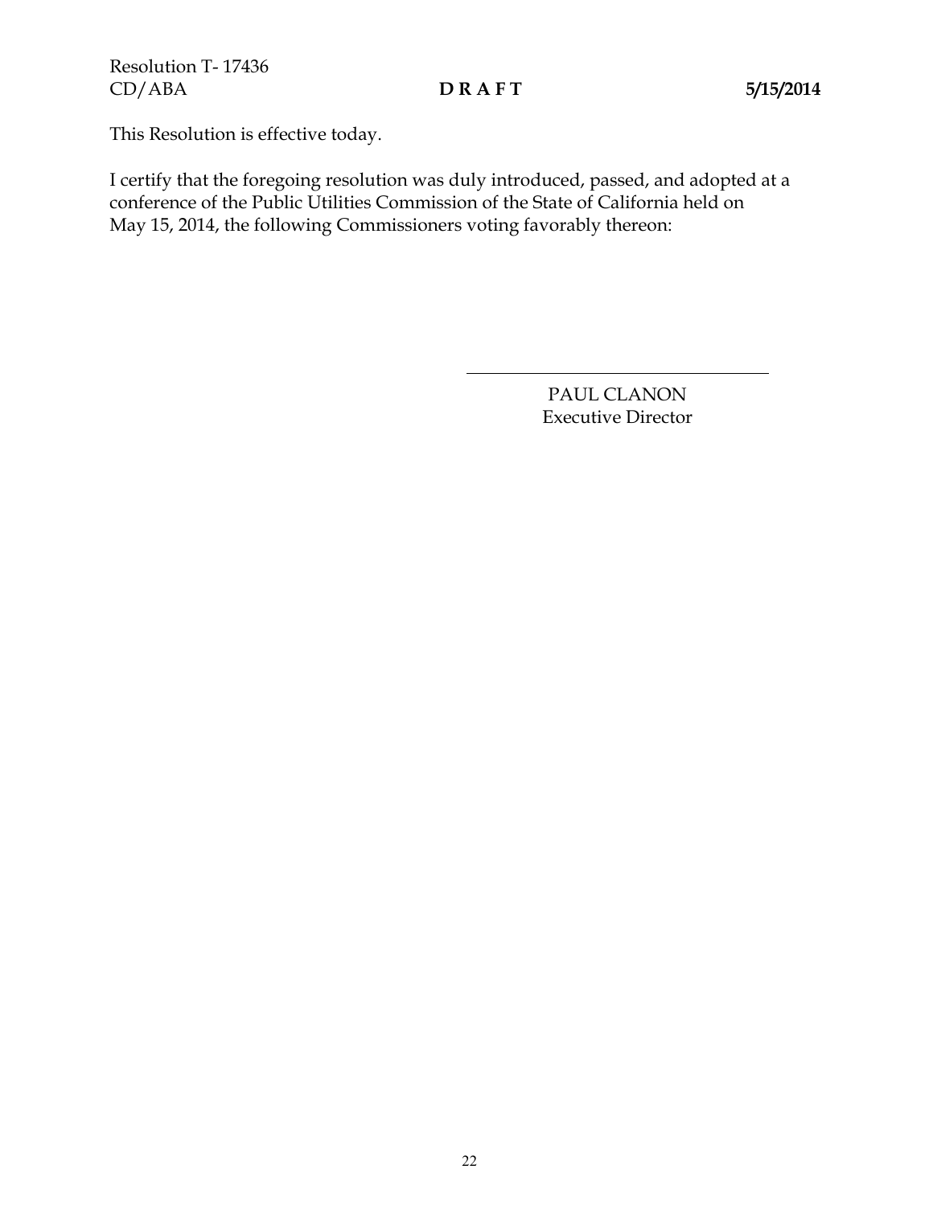This Resolution is effective today.

I certify that the foregoing resolution was duly introduced, passed, and adopted at a conference of the Public Utilities Commission of the State of California held on May 15, 2014, the following Commissioners voting favorably thereon:

\_\_\_\_\_\_\_\_\_\_\_\_\_\_\_\_\_\_\_\_\_\_\_\_\_\_\_\_\_\_\_\_\_\_\_\_

PAUL CLANON
Executive Director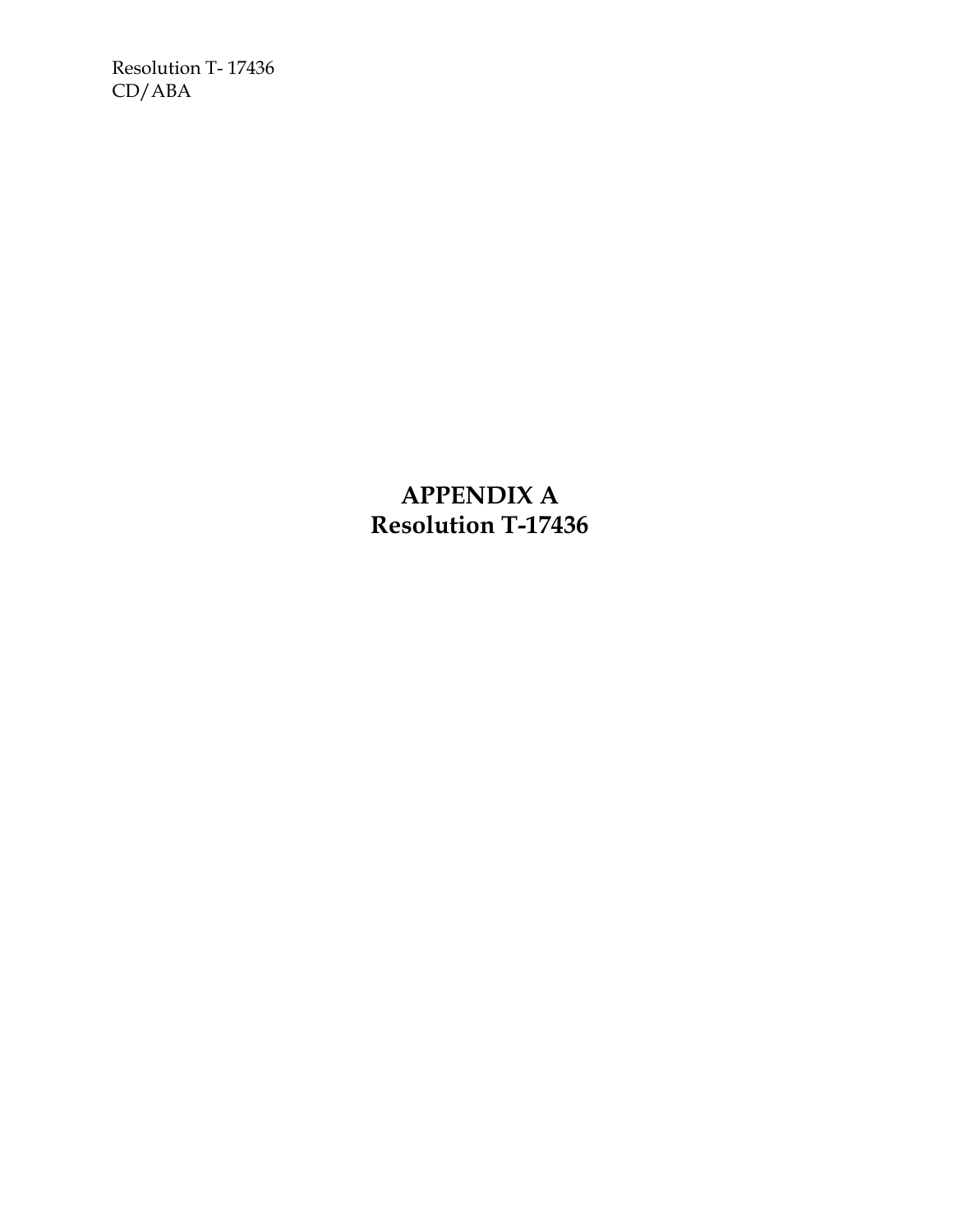# APPENDIX A
# Resolution T-17436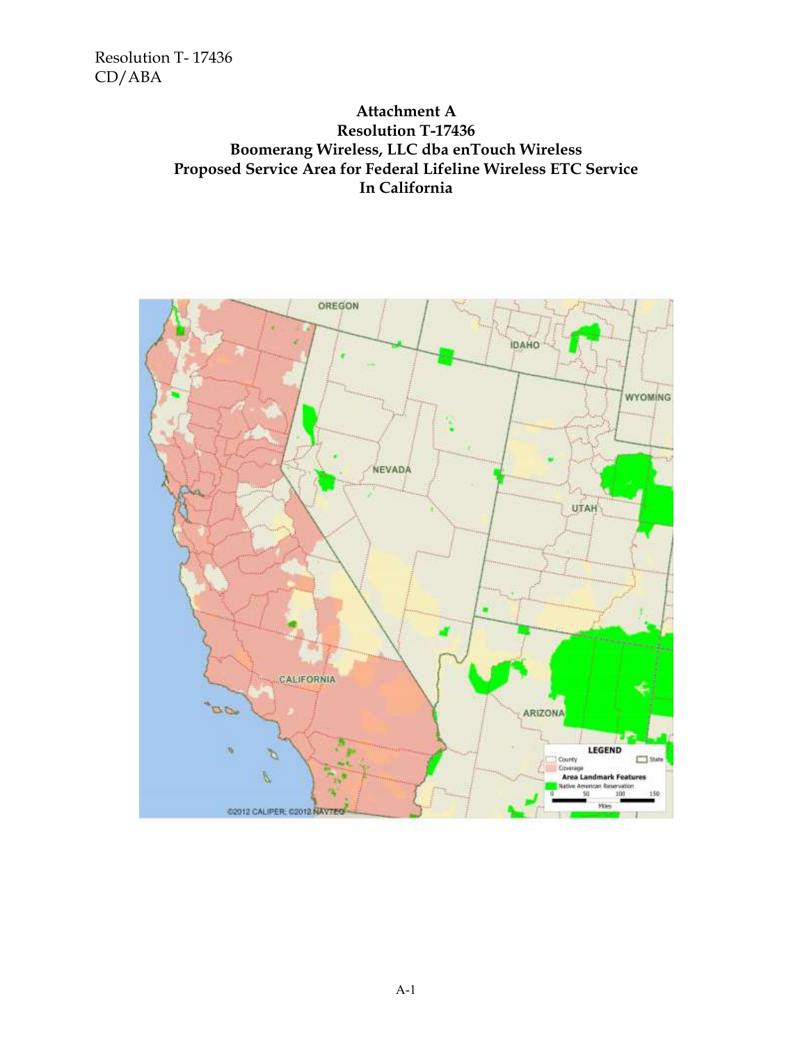**Attachment A**
**Resolution T-17436**
**Boomerang Wireless, LLC dba enTouch Wireless**
**Proposed Service Area for Federal Lifeline Wireless ETC Service**
**In California**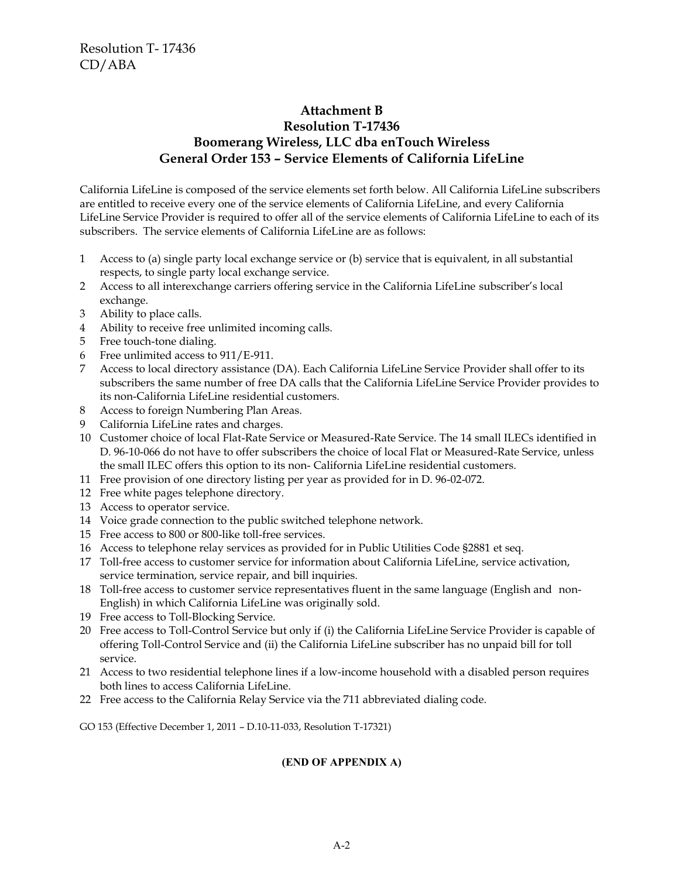## Attachment B
## Resolution T-17436
## Boomerang Wireless, LLC dba enTouch Wireless
## General Order 153 – Service Elements of California LifeLine

California LifeLine is composed of the service elements set forth below. All California LifeLine subscribers are entitled to receive every one of the service elements of California LifeLine, and every California LifeLine Service Provider is required to offer all of the service elements of California LifeLine to each of its subscribers. The service elements of California LifeLine are as follows:

1. Access to (a) single party local exchange service or (b) service that is equivalent, in all substantial respects, to single party local exchange service.
2. Access to all interexchange carriers offering service in the California LifeLine subscriber's local exchange.
3. Ability to place calls.
4. Ability to receive free unlimited incoming calls.
5. Free touch-tone dialing.
6. Free unlimited access to 911/E-911.
7. Access to local directory assistance (DA). Each California LifeLine Service Provider shall offer to its subscribers the same number of free DA calls that the California LifeLine Service Provider provides to its non-California LifeLine residential customers.
8. Access to foreign Numbering Plan Areas.
9. California LifeLine rates and charges.
10. Customer choice of local Flat-Rate Service or Measured-Rate Service. The 14 small ILECs identified in D. 96-10-066 do not have to offer subscribers the choice of local Flat or Measured-Rate Service, unless the small ILEC offers this option to its non- California LifeLine residential customers.
11. Free provision of one directory listing per year as provided for in D. 96-02-072.
12. Free white pages telephone directory.
13. Access to operator service.
14. Voice grade connection to the public switched telephone network.
15. Free access to 800 or 800-like toll-free services.
16. Access to telephone relay services as provided for in Public Utilities Code §2881 et seq.
17. Toll-free access to customer service for information about California LifeLine, service activation, service termination, service repair, and bill inquiries.
18. Toll-free access to customer service representatives fluent in the same language (English and non-English) in which California LifeLine was originally sold.
19. Free access to Toll-Blocking Service.
20. Free access to Toll-Control Service but only if (i) the California LifeLine Service Provider is capable of offering Toll-Control Service and (ii) the California LifeLine subscriber has no unpaid bill for toll service.
21. Access to two residential telephone lines if a low-income household with a disabled person requires both lines to access California LifeLine.
22. Free access to the California Relay Service via the 711 abbreviated dialing code.

GO 153 (Effective December 1, 2011 – D.10-11-033, Resolution T-17321)

**(END OF APPENDIX A)**